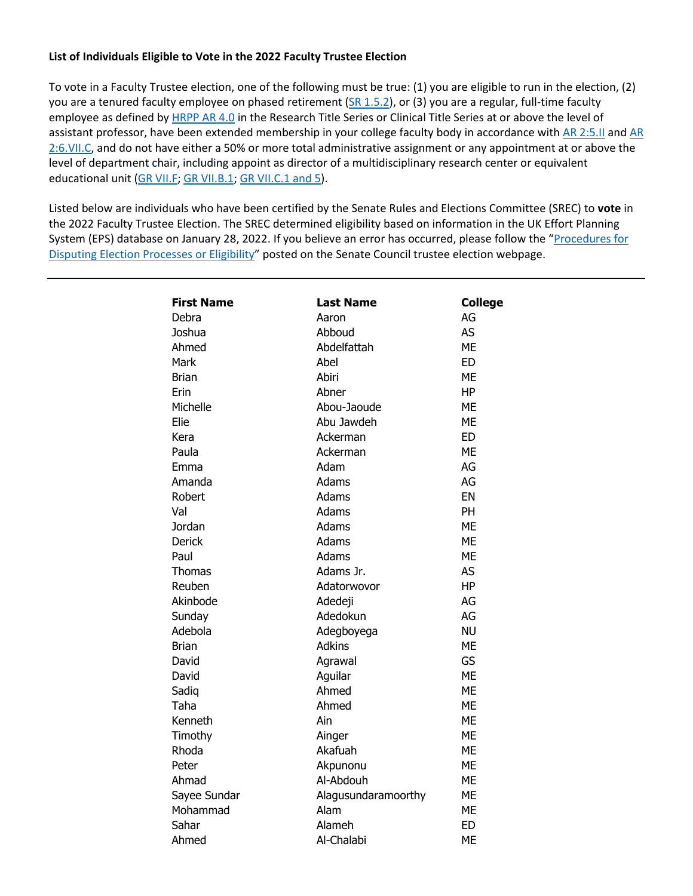**List of Individuals Eligible to Vote in the 2022 Faculty Trustee Election**

To vote in a Faculty Trustee election, one of the following must be true: (1) you are eligible to run in the election, (2) you are a tenured faculty employee on phased retirement (SR 1.5.2), or (3) you are a regular, full-time faculty employee as defined by HRPP AR 4.0 in the Research Title Series or Clinical Title Series at or above the level of assistant professor, have been extended membership in your college faculty body in accordance with AR 2:5.II and AR 2:6.VII.C, and do not have either a 50% or more total administrative assignment or any appointment at or above the level of department chair, including appoint as director of a multidisciplinary research center or equivalent educational unit (GR VII.F; GR VII.B.1; GR VII.C.1 and 5).

Listed below are individuals who have been certified by the Senate Rules and Elections Committee (SREC) to **vote** in the 2022 Faculty Trustee Election. The SREC determined eligibility based on information in the UK Effort Planning System (EPS) database on January 28, 2022. If you believe an error has occurred, please follow the "Procedures for Disputing Election Processes or Eligibility" posted on the Senate Council trustee election webpage.

---

| First Name | Last Name | College |
|---|---|---|
| Debra | Aaron | AG |
| Joshua | Abboud | AS |
| Ahmed | Abdelfattah | ME |
| Mark | Abel | ED |
| Brian | Abiri | ME |
| Erin | Abner | HP |
| Michelle | Abou-Jaoude | ME |
| Elie | Abu Jawdeh | ME |
| Kera | Ackerman | ED |
| Paula | Ackerman | ME |
| Emma | Adam | AG |
| Amanda | Adams | AG |
| Robert | Adams | EN |
| Val | Adams | PH |
| Jordan | Adams | ME |
| Derick | Adams | ME |
| Paul | Adams | ME |
| Thomas | Adams Jr. | AS |
| Reuben | Adatorwovor | HP |
| Akinbode | Adedeji | AG |
| Sunday | Adedokun | AG |
| Adebola | Adegboyega | NU |
| Brian | Adkins | ME |
| David | Agrawal | GS |
| David | Aguilar | ME |
| Sadiq | Ahmed | ME |
| Taha | Ahmed | ME |
| Kenneth | Ain | ME |
| Timothy | Ainger | ME |
| Rhoda | Akafuah | ME |
| Peter | Akpunonu | ME |
| Ahmad | Al-Abdouh | ME |
| Sayee Sundar | Alagusundaramoorthy | ME |
| Mohammad | Alam | ME |
| Sahar | Alameh | ED |
| Ahmed | Al-Chalabi | ME |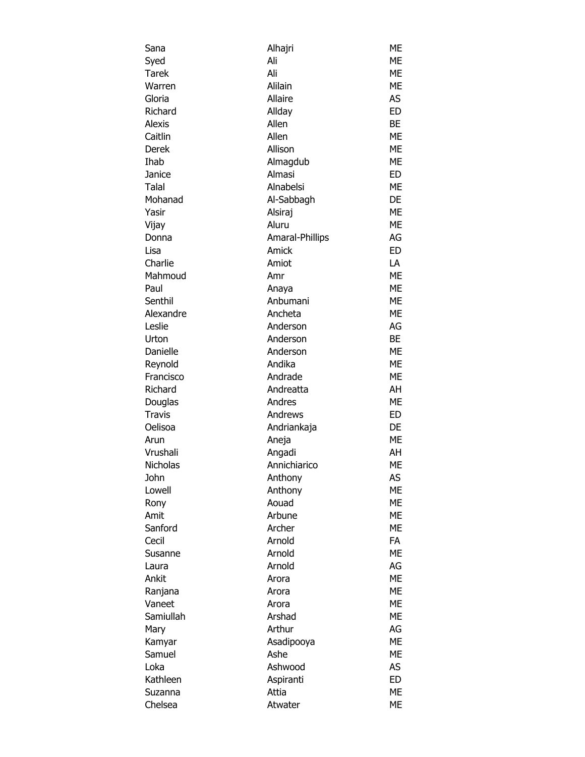| | | |
|---|---|---|
| Sana | Alhajri | ME |
| Syed | Ali | ME |
| Tarek | Ali | ME |
| Warren | Alilain | ME |
| Gloria | Allaire | AS |
| Richard | Allday | ED |
| Alexis | Allen | BE |
| Caitlin | Allen | ME |
| Derek | Allison | ME |
| Ihab | Almagdub | ME |
| Janice | Almasi | ED |
| Talal | Alnabelsi | ME |
| Mohanad | Al-Sabbagh | DE |
| Yasir | Alsiraj | ME |
| Vijay | Aluru | ME |
| Donna | Amaral-Phillips | AG |
| Lisa | Amick | ED |
| Charlie | Amiot | LA |
| Mahmoud | Amr | ME |
| Paul | Anaya | ME |
| Senthil | Anbumani | ME |
| Alexandre | Ancheta | ME |
| Leslie | Anderson | AG |
| Urton | Anderson | BE |
| Danielle | Anderson | ME |
| Reynold | Andika | ME |
| Francisco | Andrade | ME |
| Richard | Andreatta | AH |
| Douglas | Andres | ME |
| Travis | Andrews | ED |
| Oelisoa | Andriankaja | DE |
| Arun | Aneja | ME |
| Vrushali | Angadi | AH |
| Nicholas | Annichiarico | ME |
| John | Anthony | AS |
| Lowell | Anthony | ME |
| Rony | Aouad | ME |
| Amit | Arbune | ME |
| Sanford | Archer | ME |
| Cecil | Arnold | FA |
| Susanne | Arnold | ME |
| Laura | Arnold | AG |
| Ankit | Arora | ME |
| Ranjana | Arora | ME |
| Vaneet | Arora | ME |
| Samiullah | Arshad | ME |
| Mary | Arthur | AG |
| Kamyar | Asadipooya | ME |
| Samuel | Ashe | ME |
| Loka | Ashwood | AS |
| Kathleen | Aspiranti | ED |
| Suzanna | Attia | ME |
| Chelsea | Atwater | ME |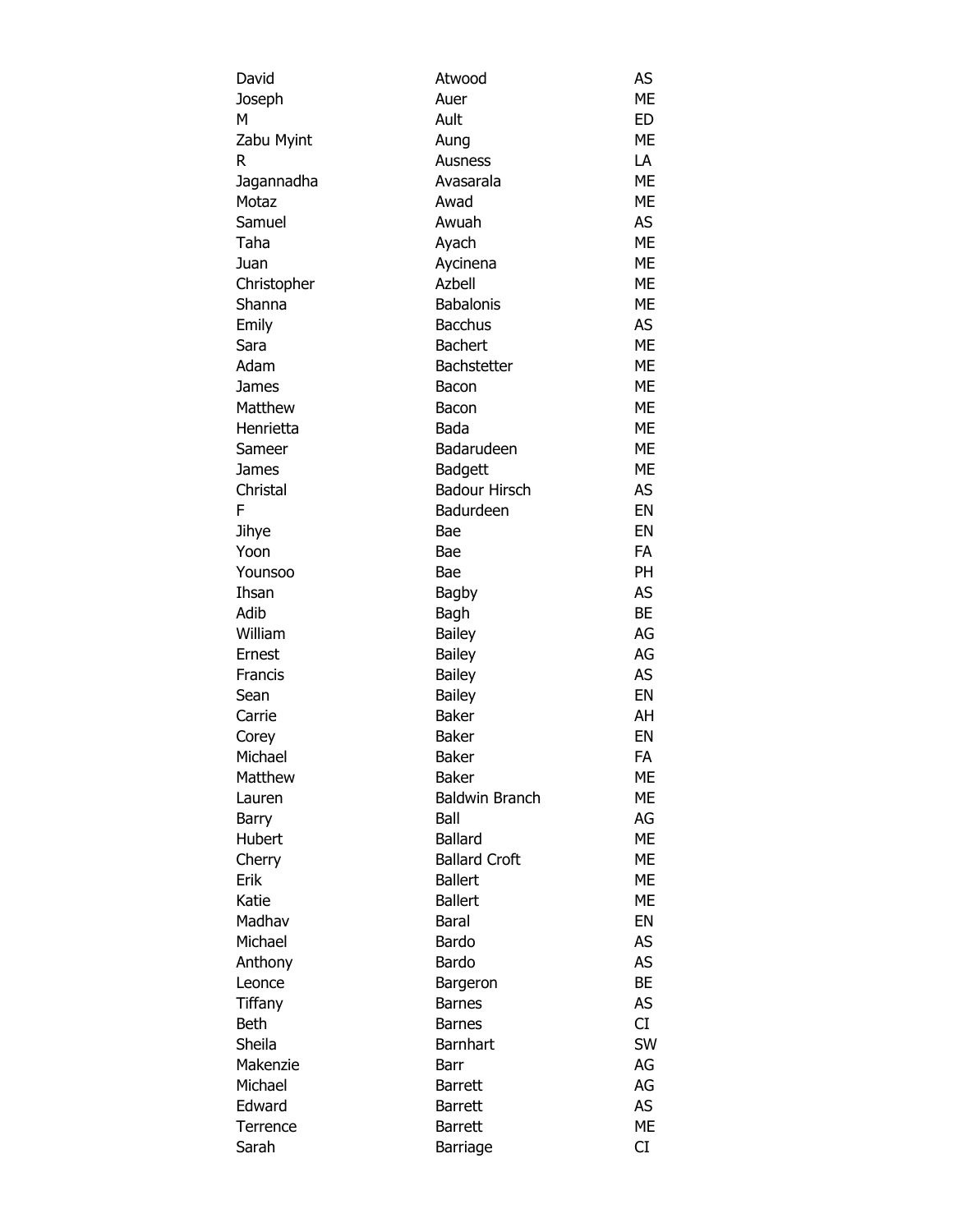| | | |
|---|---|---|
| David | Atwood | AS |
| Joseph | Auer | ME |
| M | Ault | ED |
| Zabu Myint | Aung | ME |
| R | Ausness | LA |
| Jagannadha | Avasarala | ME |
| Motaz | Awad | ME |
| Samuel | Awuah | AS |
| Taha | Ayach | ME |
| Juan | Aycinena | ME |
| Christopher | Azbell | ME |
| Shanna | Babalonis | ME |
| Emily | Bacchus | AS |
| Sara | Bachert | ME |
| Adam | Bachstetter | ME |
| James | Bacon | ME |
| Matthew | Bacon | ME |
| Henrietta | Bada | ME |
| Sameer | Badarudeen | ME |
| James | Badgett | ME |
| Christal | Badour Hirsch | AS |
| F | Badurdeen | EN |
| Jihye | Bae | EN |
| Yoon | Bae | FA |
| Younsoo | Bae | PH |
| Ihsan | Bagby | AS |
| Adib | Bagh | BE |
| William | Bailey | AG |
| Ernest | Bailey | AG |
| Francis | Bailey | AS |
| Sean | Bailey | EN |
| Carrie | Baker | AH |
| Corey | Baker | EN |
| Michael | Baker | FA |
| Matthew | Baker | ME |
| Lauren | Baldwin Branch | ME |
| Barry | Ball | AG |
| Hubert | Ballard | ME |
| Cherry | Ballard Croft | ME |
| Erik | Ballert | ME |
| Katie | Ballert | ME |
| Madhav | Baral | EN |
| Michael | Bardo | AS |
| Anthony | Bardo | AS |
| Leonce | Bargeron | BE |
| Tiffany | Barnes | AS |
| Beth | Barnes | CI |
| Sheila | Barnhart | SW |
| Makenzie | Barr | AG |
| Michael | Barrett | AG |
| Edward | Barrett | AS |
| Terrence | Barrett | ME |
| Sarah | Barriage | CI |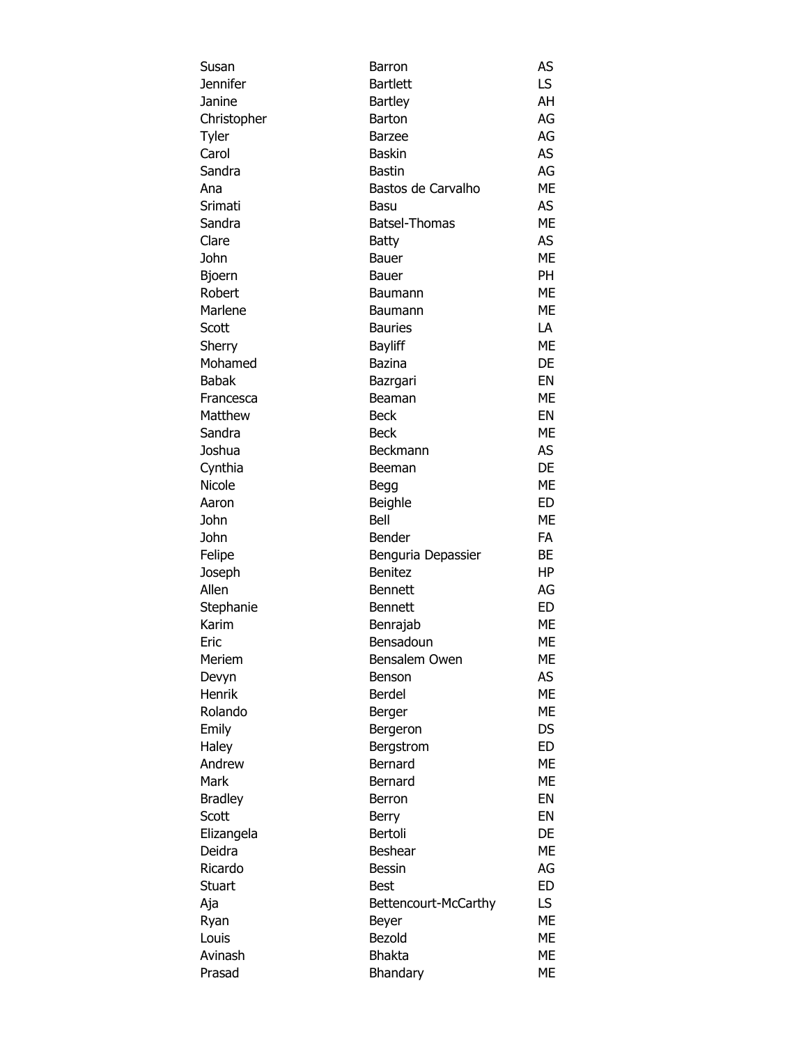| | | |
|---|---|---|
| Susan | Barron | AS |
| Jennifer | Bartlett | LS |
| Janine | Bartley | AH |
| Christopher | Barton | AG |
| Tyler | Barzee | AG |
| Carol | Baskin | AS |
| Sandra | Bastin | AG |
| Ana | Bastos de Carvalho | ME |
| Srimati | Basu | AS |
| Sandra | Batsel-Thomas | ME |
| Clare | Batty | AS |
| John | Bauer | ME |
| Bjoern | Bauer | PH |
| Robert | Baumann | ME |
| Marlene | Baumann | ME |
| Scott | Bauries | LA |
| Sherry | Bayliff | ME |
| Mohamed | Bazina | DE |
| Babak | Bazrgari | EN |
| Francesca | Beaman | ME |
| Matthew | Beck | EN |
| Sandra | Beck | ME |
| Joshua | Beckmann | AS |
| Cynthia | Beeman | DE |
| Nicole | Begg | ME |
| Aaron | Beighle | ED |
| John | Bell | ME |
| John | Bender | FA |
| Felipe | Benguria Depassier | BE |
| Joseph | Benitez | HP |
| Allen | Bennett | AG |
| Stephanie | Bennett | ED |
| Karim | Benrajab | ME |
| Eric | Bensadoun | ME |
| Meriem | Bensalem Owen | ME |
| Devyn | Benson | AS |
| Henrik | Berdel | ME |
| Rolando | Berger | ME |
| Emily | Bergeron | DS |
| Haley | Bergstrom | ED |
| Andrew | Bernard | ME |
| Mark | Bernard | ME |
| Bradley | Berron | EN |
| Scott | Berry | EN |
| Elizangela | Bertoli | DE |
| Deidra | Beshear | ME |
| Ricardo | Bessin | AG |
| Stuart | Best | ED |
| Aja | Bettencourt-McCarthy | LS |
| Ryan | Beyer | ME |
| Louis | Bezold | ME |
| Avinash | Bhakta | ME |
| Prasad | Bhandary | ME |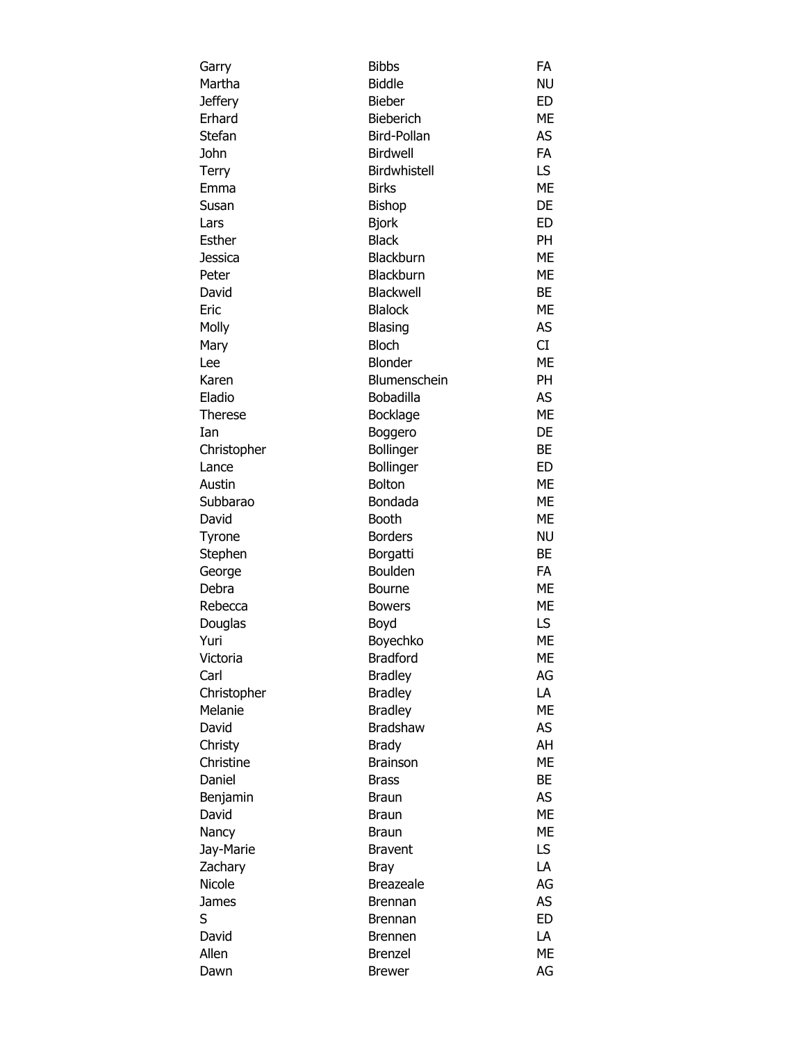| | | |
|---|---|---|
| Garry | Bibbs | FA |
| Martha | Biddle | NU |
| Jeffery | Bieber | ED |
| Erhard | Bieberich | ME |
| Stefan | Bird-Pollan | AS |
| John | Birdwell | FA |
| Terry | Birdwhistell | LS |
| Emma | Birks | ME |
| Susan | Bishop | DE |
| Lars | Bjork | ED |
| Esther | Black | PH |
| Jessica | Blackburn | ME |
| Peter | Blackburn | ME |
| David | Blackwell | BE |
| Eric | Blalock | ME |
| Molly | Blasing | AS |
| Mary | Bloch | CI |
| Lee | Blonder | ME |
| Karen | Blumenschein | PH |
| Eladio | Bobadilla | AS |
| Therese | Bocklage | ME |
| Ian | Boggero | DE |
| Christopher | Bollinger | BE |
| Lance | Bollinger | ED |
| Austin | Bolton | ME |
| Subbarao | Bondada | ME |
| David | Booth | ME |
| Tyrone | Borders | NU |
| Stephen | Borgatti | BE |
| George | Boulden | FA |
| Debra | Bourne | ME |
| Rebecca | Bowers | ME |
| Douglas | Boyd | LS |
| Yuri | Boyechko | ME |
| Victoria | Bradford | ME |
| Carl | Bradley | AG |
| Christopher | Bradley | LA |
| Melanie | Bradley | ME |
| David | Bradshaw | AS |
| Christy | Brady | AH |
| Christine | Brainson | ME |
| Daniel | Brass | BE |
| Benjamin | Braun | AS |
| David | Braun | ME |
| Nancy | Braun | ME |
| Jay-Marie | Bravent | LS |
| Zachary | Bray | LA |
| Nicole | Breazeale | AG |
| James | Brennan | AS |
| S | Brennan | ED |
| David | Brennen | LA |
| Allen | Brenzel | ME |
| Dawn | Brewer | AG |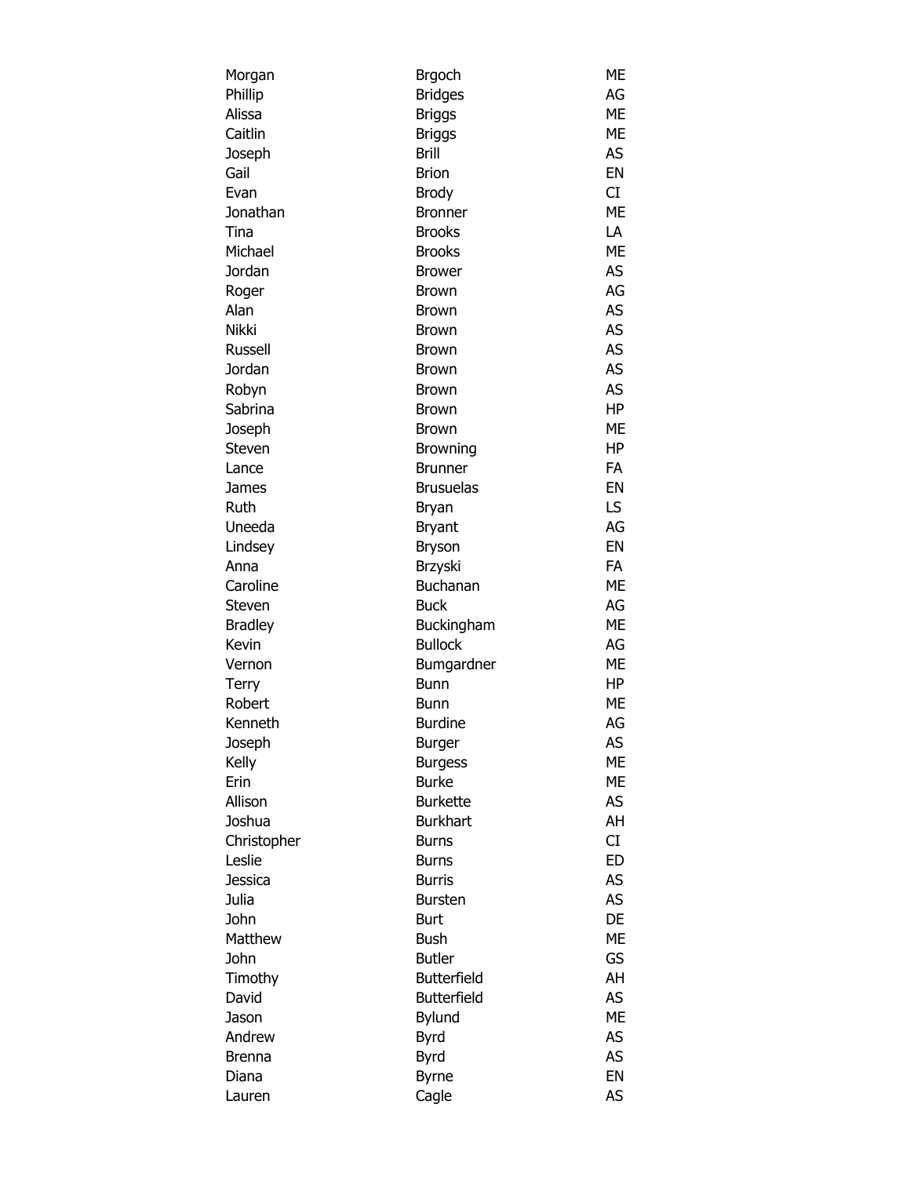| | | |
|---|---|---|
| Morgan | Brgoch | ME |
| Phillip | Bridges | AG |
| Alissa | Briggs | ME |
| Caitlin | Briggs | ME |
| Joseph | Brill | AS |
| Gail | Brion | EN |
| Evan | Brody | CI |
| Jonathan | Bronner | ME |
| Tina | Brooks | LA |
| Michael | Brooks | ME |
| Jordan | Brower | AS |
| Roger | Brown | AG |
| Alan | Brown | AS |
| Nikki | Brown | AS |
| Russell | Brown | AS |
| Jordan | Brown | AS |
| Robyn | Brown | AS |
| Sabrina | Brown | HP |
| Joseph | Brown | ME |
| Steven | Browning | HP |
| Lance | Brunner | FA |
| James | Brusuelas | EN |
| Ruth | Bryan | LS |
| Uneeda | Bryant | AG |
| Lindsey | Bryson | EN |
| Anna | Brzyski | FA |
| Caroline | Buchanan | ME |
| Steven | Buck | AG |
| Bradley | Buckingham | ME |
| Kevin | Bullock | AG |
| Vernon | Bumgardner | ME |
| Terry | Bunn | HP |
| Robert | Bunn | ME |
| Kenneth | Burdine | AG |
| Joseph | Burger | AS |
| Kelly | Burgess | ME |
| Erin | Burke | ME |
| Allison | Burkette | AS |
| Joshua | Burkhart | AH |
| Christopher | Burns | CI |
| Leslie | Burns | ED |
| Jessica | Burris | AS |
| Julia | Bursten | AS |
| John | Burt | DE |
| Matthew | Bush | ME |
| John | Butler | GS |
| Timothy | Butterfield | AH |
| David | Butterfield | AS |
| Jason | Bylund | ME |
| Andrew | Byrd | AS |
| Brenna | Byrd | AS |
| Diana | Byrne | EN |
| Lauren | Cagle | AS |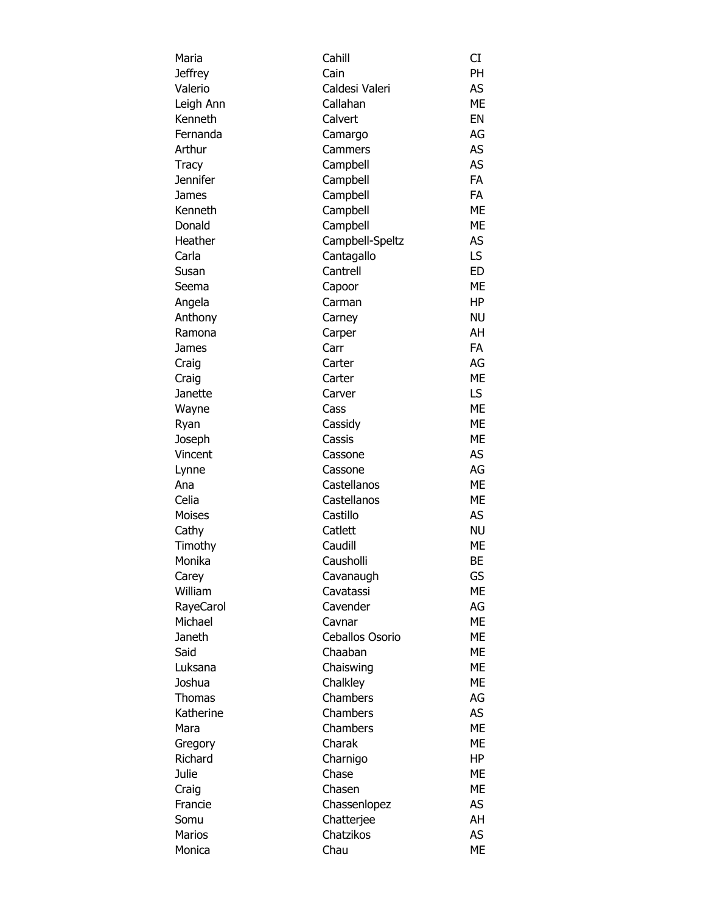| | | |
|---|---|---|
| Maria | Cahill | CI |
| Jeffrey | Cain | PH |
| Valerio | Caldesi Valeri | AS |
| Leigh Ann | Callahan | ME |
| Kenneth | Calvert | EN |
| Fernanda | Camargo | AG |
| Arthur | Cammers | AS |
| Tracy | Campbell | AS |
| Jennifer | Campbell | FA |
| James | Campbell | FA |
| Kenneth | Campbell | ME |
| Donald | Campbell | ME |
| Heather | Campbell-Speltz | AS |
| Carla | Cantagallo | LS |
| Susan | Cantrell | ED |
| Seema | Capoor | ME |
| Angela | Carman | HP |
| Anthony | Carney | NU |
| Ramona | Carper | AH |
| James | Carr | FA |
| Craig | Carter | AG |
| Craig | Carter | ME |
| Janette | Carver | LS |
| Wayne | Cass | ME |
| Ryan | Cassidy | ME |
| Joseph | Cassis | ME |
| Vincent | Cassone | AS |
| Lynne | Cassone | AG |
| Ana | Castellanos | ME |
| Celia | Castellanos | ME |
| Moises | Castillo | AS |
| Cathy | Catlett | NU |
| Timothy | Caudill | ME |
| Monika | Causholli | BE |
| Carey | Cavanaugh | GS |
| William | Cavatassi | ME |
| RayeCarol | Cavender | AG |
| Michael | Cavnar | ME |
| Janeth | Ceballos Osorio | ME |
| Said | Chaaban | ME |
| Luksana | Chaiswing | ME |
| Joshua | Chalkley | ME |
| Thomas | Chambers | AG |
| Katherine | Chambers | AS |
| Mara | Chambers | ME |
| Gregory | Charak | ME |
| Richard | Charnigo | HP |
| Julie | Chase | ME |
| Craig | Chasen | ME |
| Francie | Chassenlopez | AS |
| Somu | Chatterjee | AH |
| Marios | Chatzikos | AS |
| Monica | Chau | ME |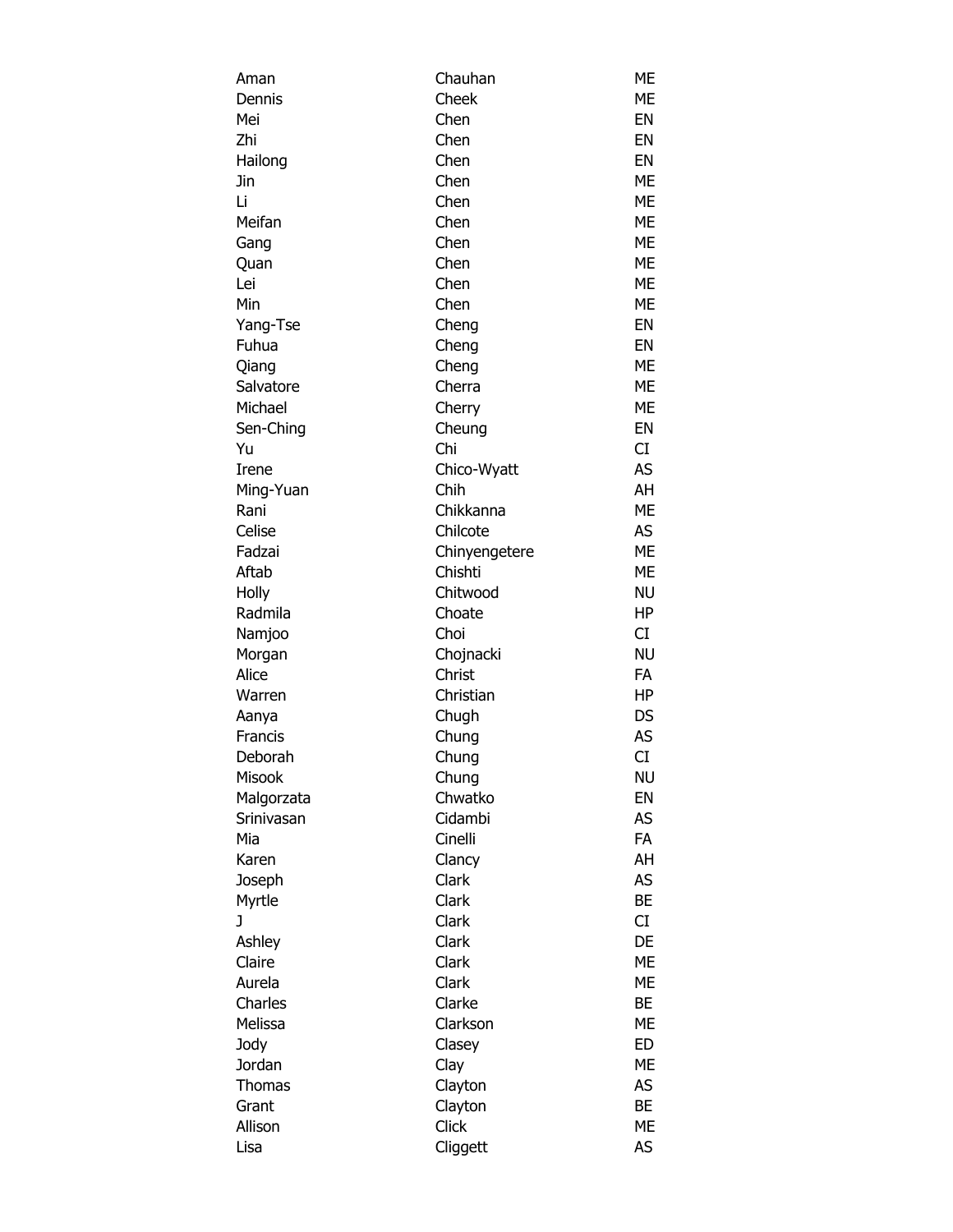| | | |
|---|---|---|
| Aman | Chauhan | ME |
| Dennis | Cheek | ME |
| Mei | Chen | EN |
| Zhi | Chen | EN |
| Hailong | Chen | EN |
| Jin | Chen | ME |
| Li | Chen | ME |
| Meifan | Chen | ME |
| Gang | Chen | ME |
| Quan | Chen | ME |
| Lei | Chen | ME |
| Min | Chen | ME |
| Yang-Tse | Cheng | EN |
| Fuhua | Cheng | EN |
| Qiang | Cheng | ME |
| Salvatore | Cherra | ME |
| Michael | Cherry | ME |
| Sen-Ching | Cheung | EN |
| Yu | Chi | CI |
| Irene | Chico-Wyatt | AS |
| Ming-Yuan | Chih | AH |
| Rani | Chikkanna | ME |
| Celise | Chilcote | AS |
| Fadzai | Chinyengetere | ME |
| Aftab | Chishti | ME |
| Holly | Chitwood | NU |
| Radmila | Choate | HP |
| Namjoo | Choi | CI |
| Morgan | Chojnacki | NU |
| Alice | Christ | FA |
| Warren | Christian | HP |
| Aanya | Chugh | DS |
| Francis | Chung | AS |
| Deborah | Chung | CI |
| Misook | Chung | NU |
| Malgorzata | Chwatko | EN |
| Srinivasan | Cidambi | AS |
| Mia | Cinelli | FA |
| Karen | Clancy | AH |
| Joseph | Clark | AS |
| Myrtle | Clark | BE |
| J | Clark | CI |
| Ashley | Clark | DE |
| Claire | Clark | ME |
| Aurela | Clark | ME |
| Charles | Clarke | BE |
| Melissa | Clarkson | ME |
| Jody | Clasey | ED |
| Jordan | Clay | ME |
| Thomas | Clayton | AS |
| Grant | Clayton | BE |
| Allison | Click | ME |
| Lisa | Cliggett | AS |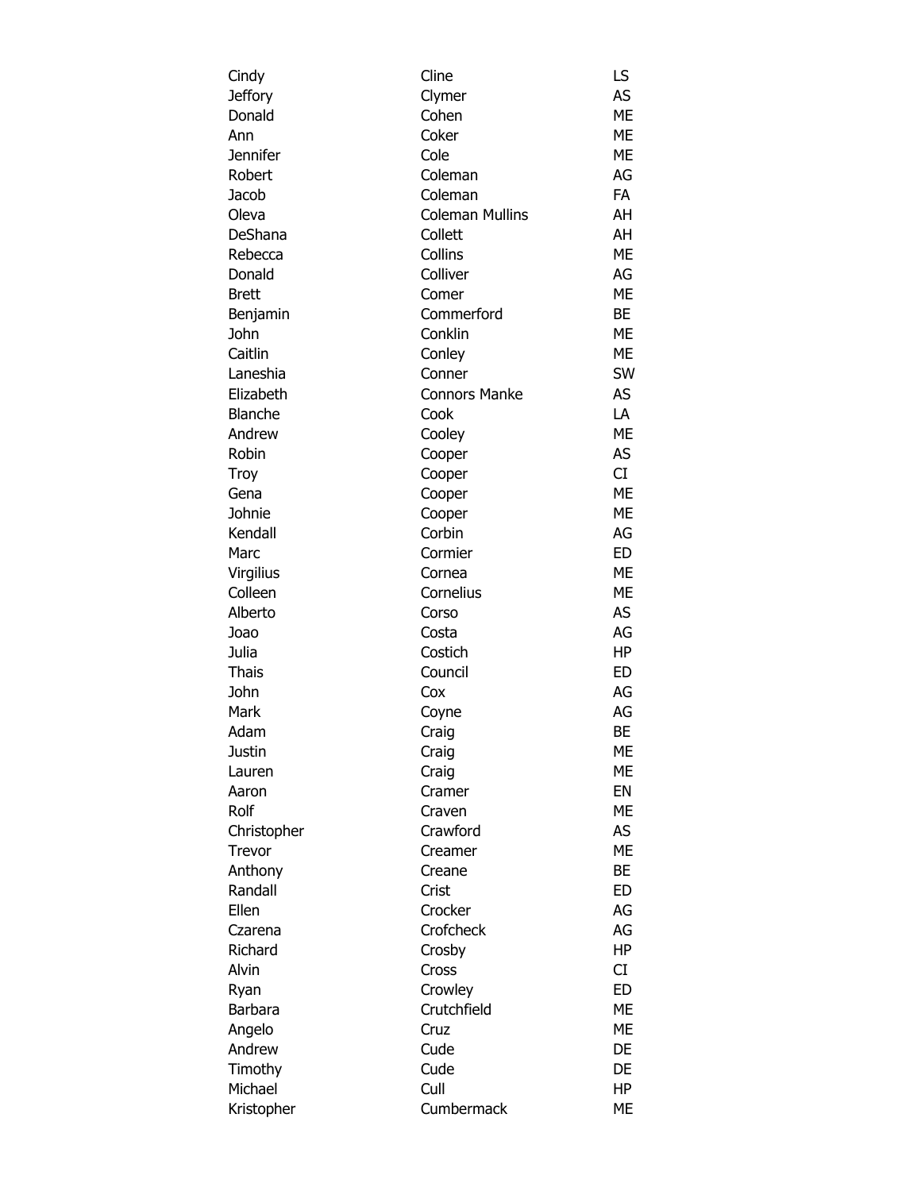| | | |
|---|---|---|
| Cindy | Cline | LS |
| Jeffory | Clymer | AS |
| Donald | Cohen | ME |
| Ann | Coker | ME |
| Jennifer | Cole | ME |
| Robert | Coleman | AG |
| Jacob | Coleman | FA |
| Oleva | Coleman Mullins | AH |
| DeShana | Collett | AH |
| Rebecca | Collins | ME |
| Donald | Colliver | AG |
| Brett | Comer | ME |
| Benjamin | Commerford | BE |
| John | Conklin | ME |
| Caitlin | Conley | ME |
| Laneshia | Conner | SW |
| Elizabeth | Connors Manke | AS |
| Blanche | Cook | LA |
| Andrew | Cooley | ME |
| Robin | Cooper | AS |
| Troy | Cooper | CI |
| Gena | Cooper | ME |
| Johnie | Cooper | ME |
| Kendall | Corbin | AG |
| Marc | Cormier | ED |
| Virgilius | Cornea | ME |
| Colleen | Cornelius | ME |
| Alberto | Corso | AS |
| Joao | Costa | AG |
| Julia | Costich | HP |
| Thais | Council | ED |
| John | Cox | AG |
| Mark | Coyne | AG |
| Adam | Craig | BE |
| Justin | Craig | ME |
| Lauren | Craig | ME |
| Aaron | Cramer | EN |
| Rolf | Craven | ME |
| Christopher | Crawford | AS |
| Trevor | Creamer | ME |
| Anthony | Creane | BE |
| Randall | Crist | ED |
| Ellen | Crocker | AG |
| Czarena | Crofcheck | AG |
| Richard | Crosby | HP |
| Alvin | Cross | CI |
| Ryan | Crowley | ED |
| Barbara | Crutchfield | ME |
| Angelo | Cruz | ME |
| Andrew | Cude | DE |
| Timothy | Cude | DE |
| Michael | Cull | HP |
| Kristopher | Cumbermack | ME |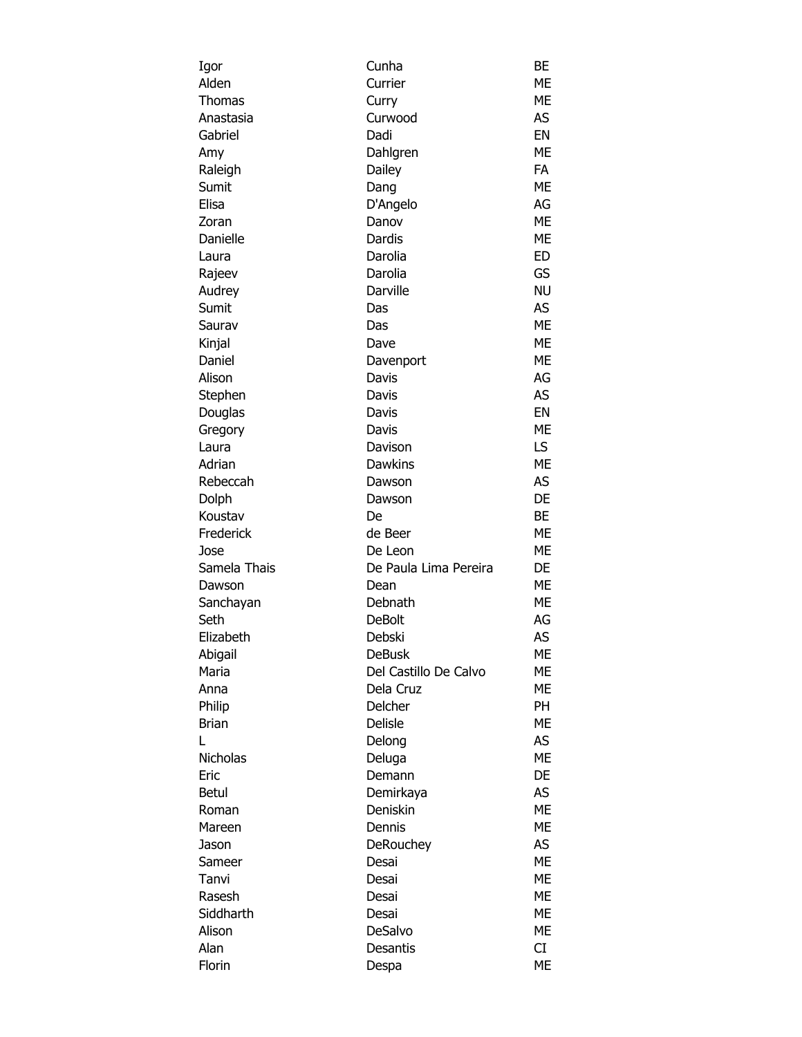| | | |
|---|---|---|
| Igor | Cunha | BE |
| Alden | Currier | ME |
| Thomas | Curry | ME |
| Anastasia | Curwood | AS |
| Gabriel | Dadi | EN |
| Amy | Dahlgren | ME |
| Raleigh | Dailey | FA |
| Sumit | Dang | ME |
| Elisa | D'Angelo | AG |
| Zoran | Danov | ME |
| Danielle | Dardis | ME |
| Laura | Darolia | ED |
| Rajeev | Darolia | GS |
| Audrey | Darville | NU |
| Sumit | Das | AS |
| Saurav | Das | ME |
| Kinjal | Dave | ME |
| Daniel | Davenport | ME |
| Alison | Davis | AG |
| Stephen | Davis | AS |
| Douglas | Davis | EN |
| Gregory | Davis | ME |
| Laura | Davison | LS |
| Adrian | Dawkins | ME |
| Rebeccah | Dawson | AS |
| Dolph | Dawson | DE |
| Koustav | De | BE |
| Frederick | de Beer | ME |
| Jose | De Leon | ME |
| Samela Thais | De Paula Lima Pereira | DE |
| Dawson | Dean | ME |
| Sanchayan | Debnath | ME |
| Seth | DeBolt | AG |
| Elizabeth | Debski | AS |
| Abigail | DeBusk | ME |
| Maria | Del Castillo De Calvo | ME |
| Anna | Dela Cruz | ME |
| Philip | Delcher | PH |
| Brian | Delisle | ME |
| L | Delong | AS |
| Nicholas | Deluga | ME |
| Eric | Demann | DE |
| Betul | Demirkaya | AS |
| Roman | Deniskin | ME |
| Mareen | Dennis | ME |
| Jason | DeRouchey | AS |
| Sameer | Desai | ME |
| Tanvi | Desai | ME |
| Rasesh | Desai | ME |
| Siddharth | Desai | ME |
| Alison | DeSalvo | ME |
| Alan | Desantis | CI |
| Florin | Despa | ME |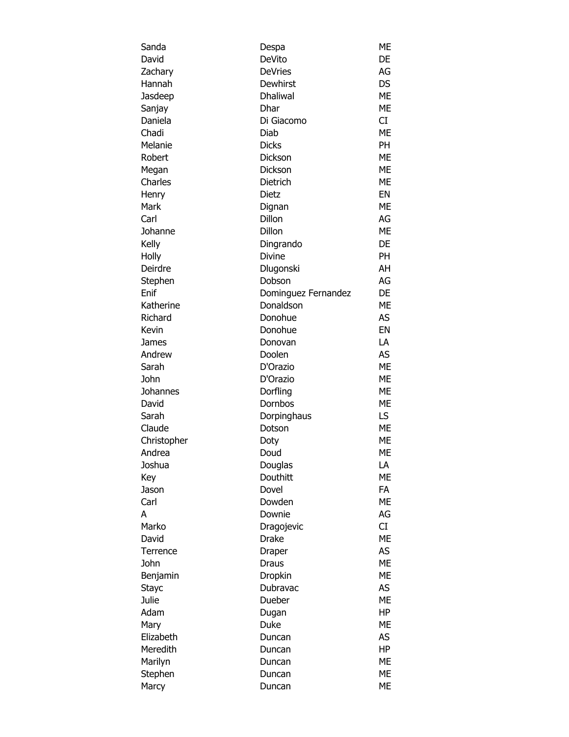| | | |
|---|---|---|
| Sanda | Despa | ME |
| David | DeVito | DE |
| Zachary | DeVries | AG |
| Hannah | Dewhirst | DS |
| Jasdeep | Dhaliwal | ME |
| Sanjay | Dhar | ME |
| Daniela | Di Giacomo | CI |
| Chadi | Diab | ME |
| Melanie | Dicks | PH |
| Robert | Dickson | ME |
| Megan | Dickson | ME |
| Charles | Dietrich | ME |
| Henry | Dietz | EN |
| Mark | Dignan | ME |
| Carl | Dillon | AG |
| Johanne | Dillon | ME |
| Kelly | Dingrando | DE |
| Holly | Divine | PH |
| Deirdre | Dlugonski | AH |
| Stephen | Dobson | AG |
| Enif | Dominguez Fernandez | DE |
| Katherine | Donaldson | ME |
| Richard | Donohue | AS |
| Kevin | Donohue | EN |
| James | Donovan | LA |
| Andrew | Doolen | AS |
| Sarah | D'Orazio | ME |
| John | D'Orazio | ME |
| Johannes | Dorfling | ME |
| David | Dornbos | ME |
| Sarah | Dorpinghaus | LS |
| Claude | Dotson | ME |
| Christopher | Doty | ME |
| Andrea | Doud | ME |
| Joshua | Douglas | LA |
| Key | Douthitt | ME |
| Jason | Dovel | FA |
| Carl | Dowden | ME |
| A | Downie | AG |
| Marko | Dragojevic | CI |
| David | Drake | ME |
| Terrence | Draper | AS |
| John | Draus | ME |
| Benjamin | Dropkin | ME |
| Stayc | Dubravac | AS |
| Julie | Dueber | ME |
| Adam | Dugan | HP |
| Mary | Duke | ME |
| Elizabeth | Duncan | AS |
| Meredith | Duncan | HP |
| Marilyn | Duncan | ME |
| Stephen | Duncan | ME |
| Marcy | Duncan | ME |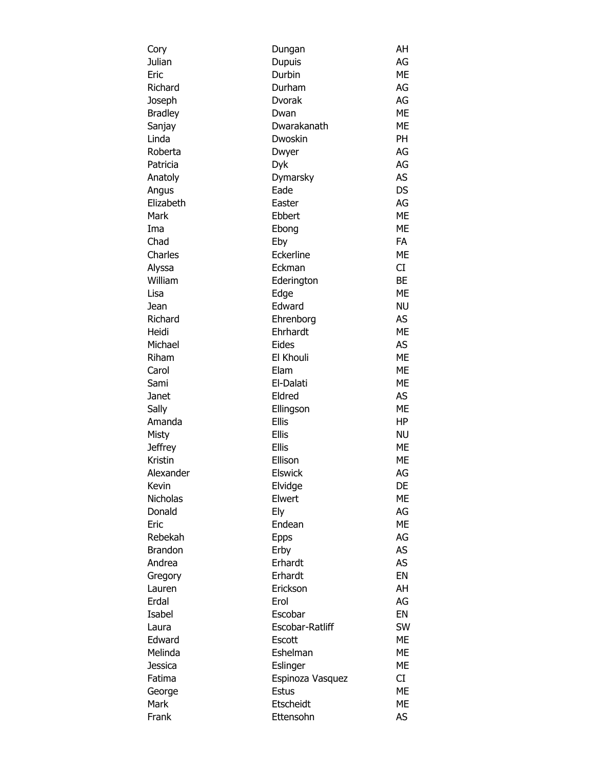| | | |
|---|---|---|
| Cory | Dungan | AH |
| Julian | Dupuis | AG |
| Eric | Durbin | ME |
| Richard | Durham | AG |
| Joseph | Dvorak | AG |
| Bradley | Dwan | ME |
| Sanjay | Dwarakanath | ME |
| Linda | Dwoskin | PH |
| Roberta | Dwyer | AG |
| Patricia | Dyk | AG |
| Anatoly | Dymarsky | AS |
| Angus | Eade | DS |
| Elizabeth | Easter | AG |
| Mark | Ebbert | ME |
| Ima | Ebong | ME |
| Chad | Eby | FA |
| Charles | Eckerline | ME |
| Alyssa | Eckman | CI |
| William | Ederington | BE |
| Lisa | Edge | ME |
| Jean | Edward | NU |
| Richard | Ehrenborg | AS |
| Heidi | Ehrhardt | ME |
| Michael | Eides | AS |
| Riham | El Khouli | ME |
| Carol | Elam | ME |
| Sami | El-Dalati | ME |
| Janet | Eldred | AS |
| Sally | Ellingson | ME |
| Amanda | Ellis | HP |
| Misty | Ellis | NU |
| Jeffrey | Ellis | ME |
| Kristin | Ellison | ME |
| Alexander | Elswick | AG |
| Kevin | Elvidge | DE |
| Nicholas | Elwert | ME |
| Donald | Ely | AG |
| Eric | Endean | ME |
| Rebekah | Epps | AG |
| Brandon | Erby | AS |
| Andrea | Erhardt | AS |
| Gregory | Erhardt | EN |
| Lauren | Erickson | AH |
| Erdal | Erol | AG |
| Isabel | Escobar | EN |
| Laura | Escobar-Ratliff | SW |
| Edward | Escott | ME |
| Melinda | Eshelman | ME |
| Jessica | Eslinger | ME |
| Fatima | Espinoza Vasquez | CI |
| George | Estus | ME |
| Mark | Etscheidt | ME |
| Frank | Ettensohn | AS |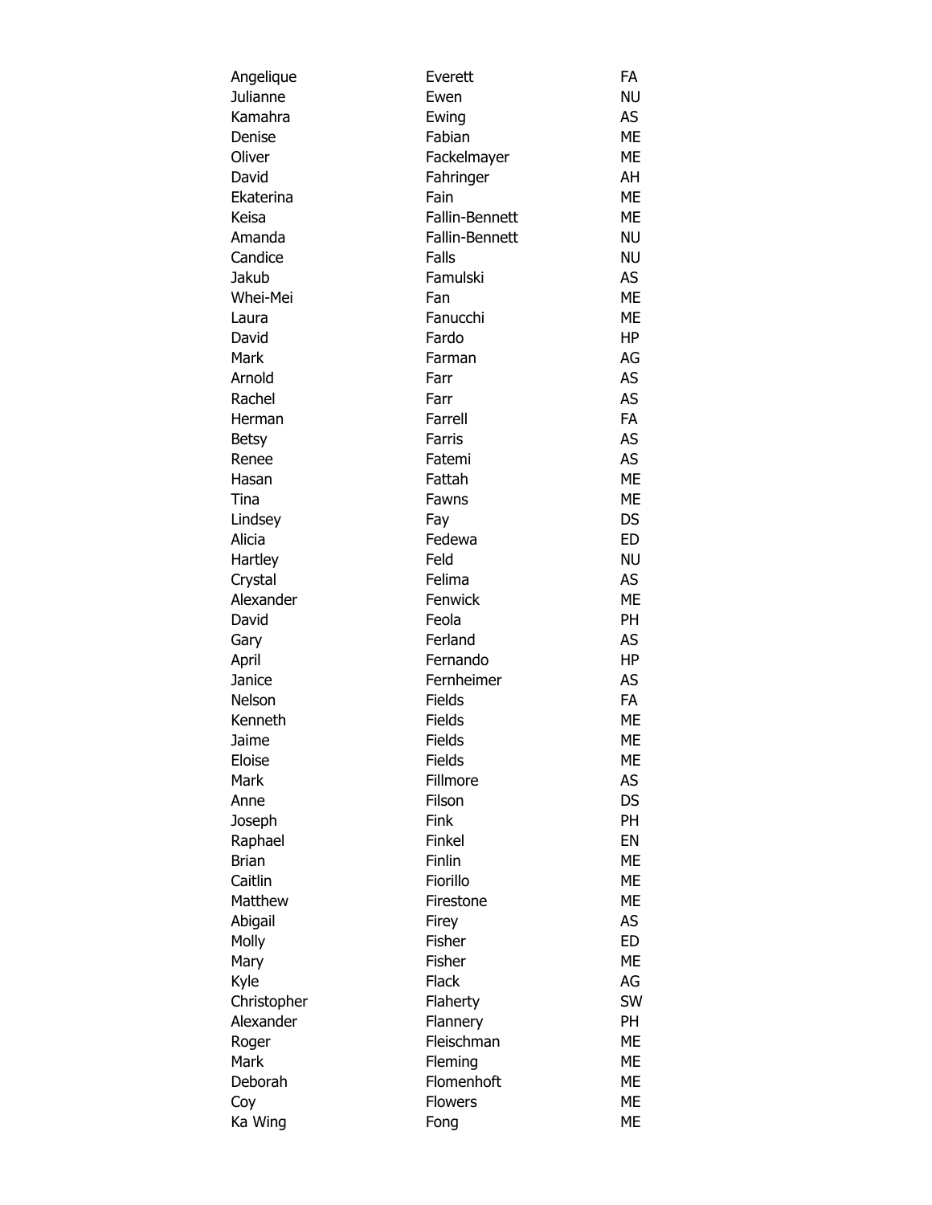| | | |
|---|---|---|
| Angelique | Everett | FA |
| Julianne | Ewen | NU |
| Kamahra | Ewing | AS |
| Denise | Fabian | ME |
| Oliver | Fackelmayer | ME |
| David | Fahringer | AH |
| Ekaterina | Fain | ME |
| Keisa | Fallin-Bennett | ME |
| Amanda | Fallin-Bennett | NU |
| Candice | Falls | NU |
| Jakub | Famulski | AS |
| Whei-Mei | Fan | ME |
| Laura | Fanucchi | ME |
| David | Fardo | HP |
| Mark | Farman | AG |
| Arnold | Farr | AS |
| Rachel | Farr | AS |
| Herman | Farrell | FA |
| Betsy | Farris | AS |
| Renee | Fatemi | AS |
| Hasan | Fattah | ME |
| Tina | Fawns | ME |
| Lindsey | Fay | DS |
| Alicia | Fedewa | ED |
| Hartley | Feld | NU |
| Crystal | Felima | AS |
| Alexander | Fenwick | ME |
| David | Feola | PH |
| Gary | Ferland | AS |
| April | Fernando | HP |
| Janice | Fernheimer | AS |
| Nelson | Fields | FA |
| Kenneth | Fields | ME |
| Jaime | Fields | ME |
| Eloise | Fields | ME |
| Mark | Fillmore | AS |
| Anne | Filson | DS |
| Joseph | Fink | PH |
| Raphael | Finkel | EN |
| Brian | Finlin | ME |
| Caitlin | Fiorillo | ME |
| Matthew | Firestone | ME |
| Abigail | Firey | AS |
| Molly | Fisher | ED |
| Mary | Fisher | ME |
| Kyle | Flack | AG |
| Christopher | Flaherty | SW |
| Alexander | Flannery | PH |
| Roger | Fleischman | ME |
| Mark | Fleming | ME |
| Deborah | Flomenhoft | ME |
| Coy | Flowers | ME |
| Ka Wing | Fong | ME |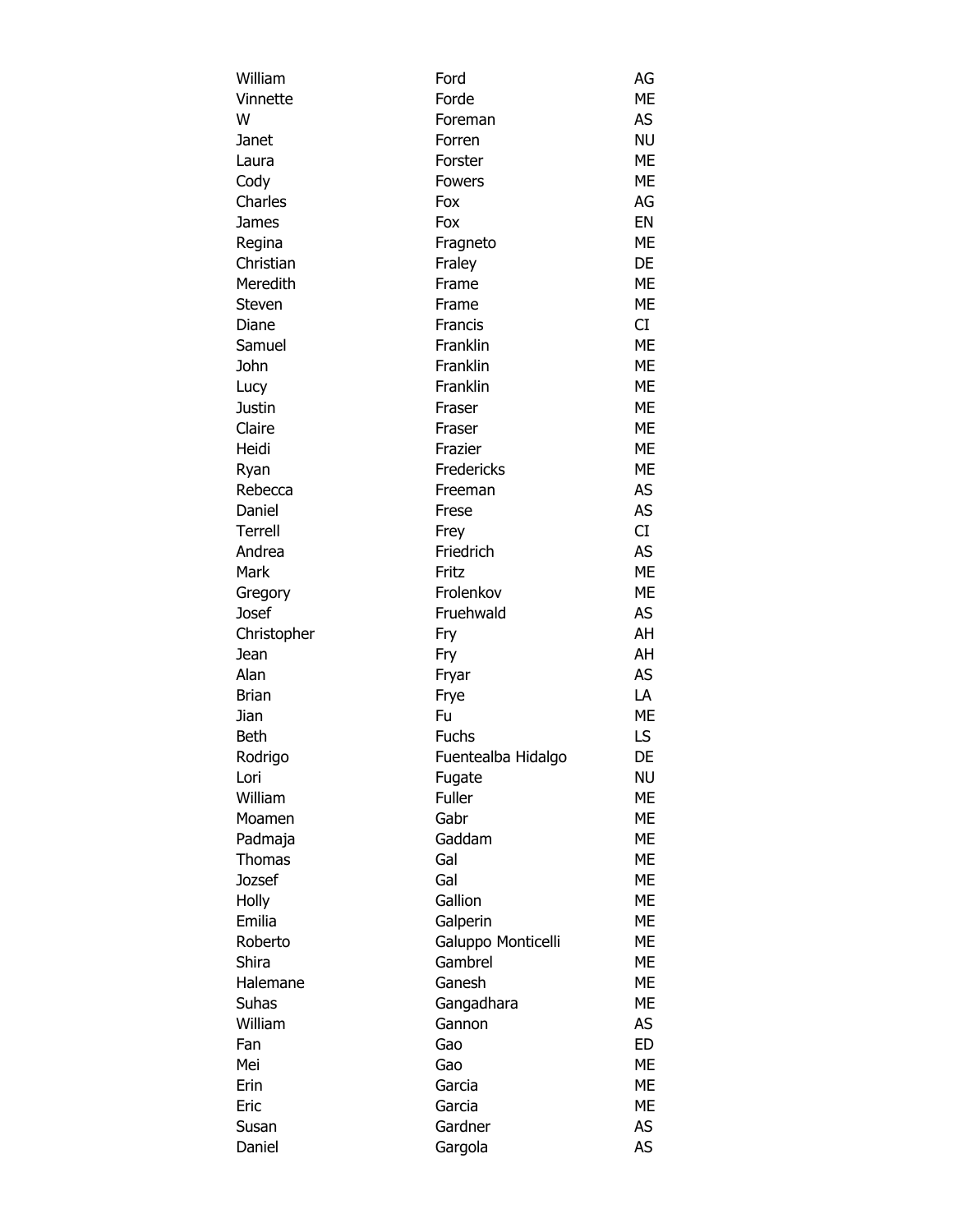| | | |
|---|---|---|
| William | Ford | AG |
| Vinnette | Forde | ME |
| W | Foreman | AS |
| Janet | Forren | NU |
| Laura | Forster | ME |
| Cody | Fowers | ME |
| Charles | Fox | AG |
| James | Fox | EN |
| Regina | Fragneto | ME |
| Christian | Fraley | DE |
| Meredith | Frame | ME |
| Steven | Frame | ME |
| Diane | Francis | CI |
| Samuel | Franklin | ME |
| John | Franklin | ME |
| Lucy | Franklin | ME |
| Justin | Fraser | ME |
| Claire | Fraser | ME |
| Heidi | Frazier | ME |
| Ryan | Fredericks | ME |
| Rebecca | Freeman | AS |
| Daniel | Frese | AS |
| Terrell | Frey | CI |
| Andrea | Friedrich | AS |
| Mark | Fritz | ME |
| Gregory | Frolenkov | ME |
| Josef | Fruehwald | AS |
| Christopher | Fry | AH |
| Jean | Fry | AH |
| Alan | Fryar | AS |
| Brian | Frye | LA |
| Jian | Fu | ME |
| Beth | Fuchs | LS |
| Rodrigo | Fuentealba Hidalgo | DE |
| Lori | Fugate | NU |
| William | Fuller | ME |
| Moamen | Gabr | ME |
| Padmaja | Gaddam | ME |
| Thomas | Gal | ME |
| Jozsef | Gal | ME |
| Holly | Gallion | ME |
| Emilia | Galperin | ME |
| Roberto | Galuppo Monticelli | ME |
| Shira | Gambrel | ME |
| Halemane | Ganesh | ME |
| Suhas | Gangadhara | ME |
| William | Gannon | AS |
| Fan | Gao | ED |
| Mei | Gao | ME |
| Erin | Garcia | ME |
| Eric | Garcia | ME |
| Susan | Gardner | AS |
| Daniel | Gargola | AS |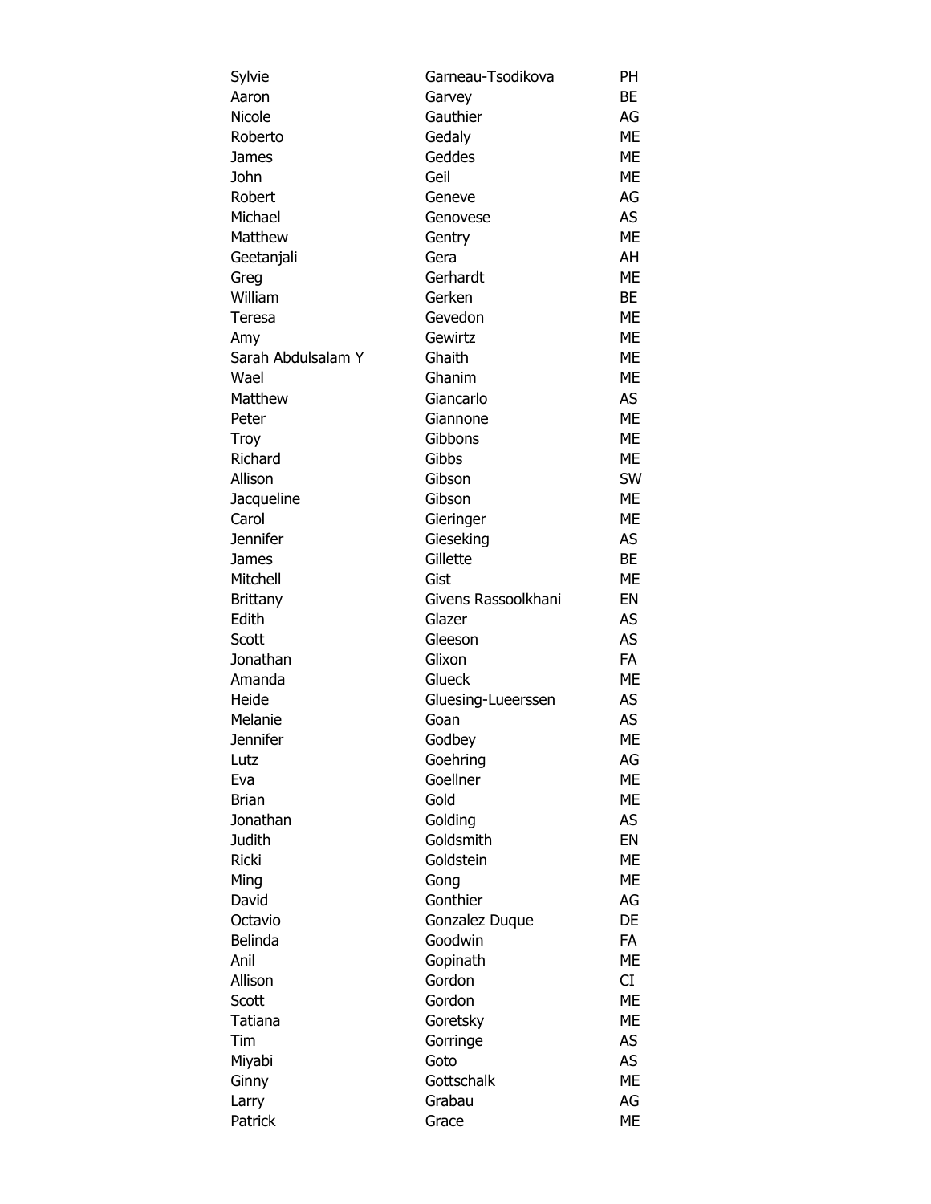| | | |
|---|---|---|
| Sylvie | Garneau-Tsodikova | PH |
| Aaron | Garvey | BE |
| Nicole | Gauthier | AG |
| Roberto | Gedaly | ME |
| James | Geddes | ME |
| John | Geil | ME |
| Robert | Geneve | AG |
| Michael | Genovese | AS |
| Matthew | Gentry | ME |
| Geetanjali | Gera | AH |
| Greg | Gerhardt | ME |
| William | Gerken | BE |
| Teresa | Gevedon | ME |
| Amy | Gewirtz | ME |
| Sarah Abdulsalam Y | Ghaith | ME |
| Wael | Ghanim | ME |
| Matthew | Giancarlo | AS |
| Peter | Giannone | ME |
| Troy | Gibbons | ME |
| Richard | Gibbs | ME |
| Allison | Gibson | SW |
| Jacqueline | Gibson | ME |
| Carol | Gieringer | ME |
| Jennifer | Gieseking | AS |
| James | Gillette | BE |
| Mitchell | Gist | ME |
| Brittany | Givens Rassoolkhani | EN |
| Edith | Glazer | AS |
| Scott | Gleeson | AS |
| Jonathan | Glixon | FA |
| Amanda | Glueck | ME |
| Heide | Gluesing-Lueerssen | AS |
| Melanie | Goan | AS |
| Jennifer | Godbey | ME |
| Lutz | Goehring | AG |
| Eva | Goellner | ME |
| Brian | Gold | ME |
| Jonathan | Golding | AS |
| Judith | Goldsmith | EN |
| Ricki | Goldstein | ME |
| Ming | Gong | ME |
| David | Gonthier | AG |
| Octavio | Gonzalez Duque | DE |
| Belinda | Goodwin | FA |
| Anil | Gopinath | ME |
| Allison | Gordon | CI |
| Scott | Gordon | ME |
| Tatiana | Goretsky | ME |
| Tim | Gorringe | AS |
| Miyabi | Goto | AS |
| Ginny | Gottschalk | ME |
| Larry | Grabau | AG |
| Patrick | Grace | ME |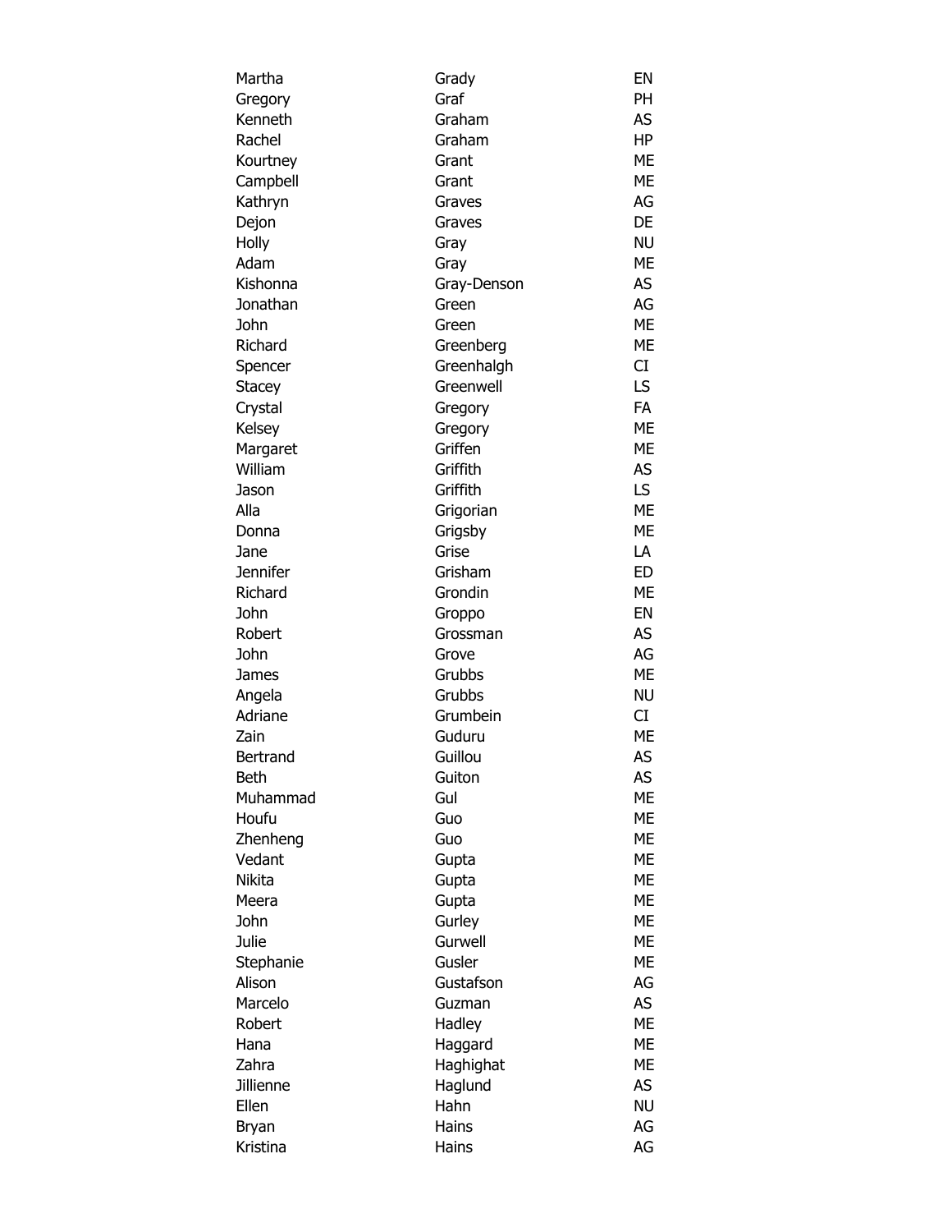| | | |
|---|---|---|
| Martha | Grady | EN |
| Gregory | Graf | PH |
| Kenneth | Graham | AS |
| Rachel | Graham | HP |
| Kourtney | Grant | ME |
| Campbell | Grant | ME |
| Kathryn | Graves | AG |
| Dejon | Graves | DE |
| Holly | Gray | NU |
| Adam | Gray | ME |
| Kishonna | Gray-Denson | AS |
| Jonathan | Green | AG |
| John | Green | ME |
| Richard | Greenberg | ME |
| Spencer | Greenhalgh | CI |
| Stacey | Greenwell | LS |
| Crystal | Gregory | FA |
| Kelsey | Gregory | ME |
| Margaret | Griffen | ME |
| William | Griffith | AS |
| Jason | Griffith | LS |
| Alla | Grigorian | ME |
| Donna | Grigsby | ME |
| Jane | Grise | LA |
| Jennifer | Grisham | ED |
| Richard | Grondin | ME |
| John | Groppo | EN |
| Robert | Grossman | AS |
| John | Grove | AG |
| James | Grubbs | ME |
| Angela | Grubbs | NU |
| Adriane | Grumbein | CI |
| Zain | Guduru | ME |
| Bertrand | Guillou | AS |
| Beth | Guiton | AS |
| Muhammad | Gul | ME |
| Houfu | Guo | ME |
| Zhenheng | Guo | ME |
| Vedant | Gupta | ME |
| Nikita | Gupta | ME |
| Meera | Gupta | ME |
| John | Gurley | ME |
| Julie | Gurwell | ME |
| Stephanie | Gusler | ME |
| Alison | Gustafson | AG |
| Marcelo | Guzman | AS |
| Robert | Hadley | ME |
| Hana | Haggard | ME |
| Zahra | Haghighat | ME |
| Jillienne | Haglund | AS |
| Ellen | Hahn | NU |
| Bryan | Hains | AG |
| Kristina | Hains | AG |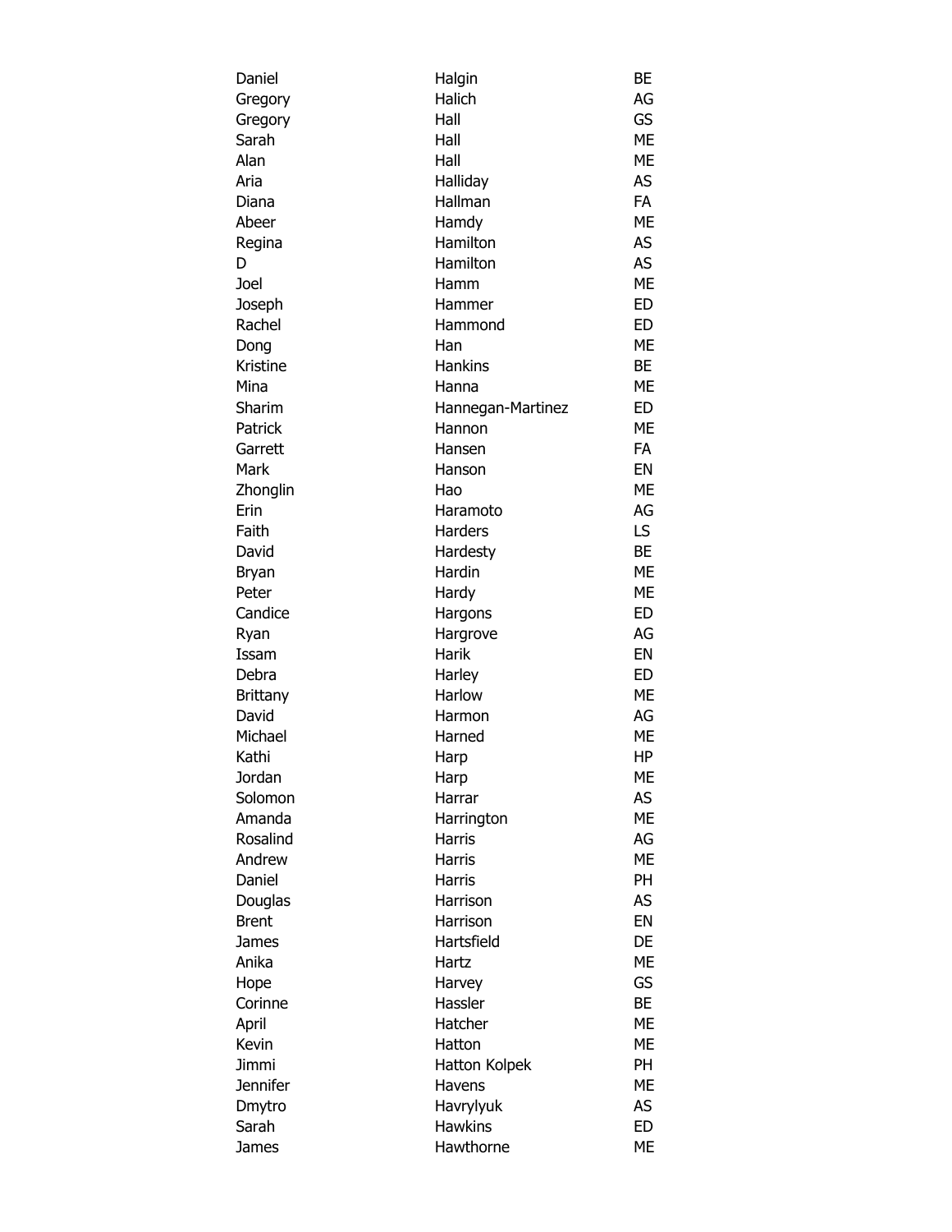| | | |
|---|---|---|
| Daniel | Halgin | BE |
| Gregory | Halich | AG |
| Gregory | Hall | GS |
| Sarah | Hall | ME |
| Alan | Hall | ME |
| Aria | Halliday | AS |
| Diana | Hallman | FA |
| Abeer | Hamdy | ME |
| Regina | Hamilton | AS |
| D | Hamilton | AS |
| Joel | Hamm | ME |
| Joseph | Hammer | ED |
| Rachel | Hammond | ED |
| Dong | Han | ME |
| Kristine | Hankins | BE |
| Mina | Hanna | ME |
| Sharim | Hannegan-Martinez | ED |
| Patrick | Hannon | ME |
| Garrett | Hansen | FA |
| Mark | Hanson | EN |
| Zhonglin | Hao | ME |
| Erin | Haramoto | AG |
| Faith | Harders | LS |
| David | Hardesty | BE |
| Bryan | Hardin | ME |
| Peter | Hardy | ME |
| Candice | Hargons | ED |
| Ryan | Hargrove | AG |
| Issam | Harik | EN |
| Debra | Harley | ED |
| Brittany | Harlow | ME |
| David | Harmon | AG |
| Michael | Harned | ME |
| Kathi | Harp | HP |
| Jordan | Harp | ME |
| Solomon | Harrar | AS |
| Amanda | Harrington | ME |
| Rosalind | Harris | AG |
| Andrew | Harris | ME |
| Daniel | Harris | PH |
| Douglas | Harrison | AS |
| Brent | Harrison | EN |
| James | Hartsfield | DE |
| Anika | Hartz | ME |
| Hope | Harvey | GS |
| Corinne | Hassler | BE |
| April | Hatcher | ME |
| Kevin | Hatton | ME |
| Jimmi | Hatton Kolpek | PH |
| Jennifer | Havens | ME |
| Dmytro | Havrylyuk | AS |
| Sarah | Hawkins | ED |
| James | Hawthorne | ME |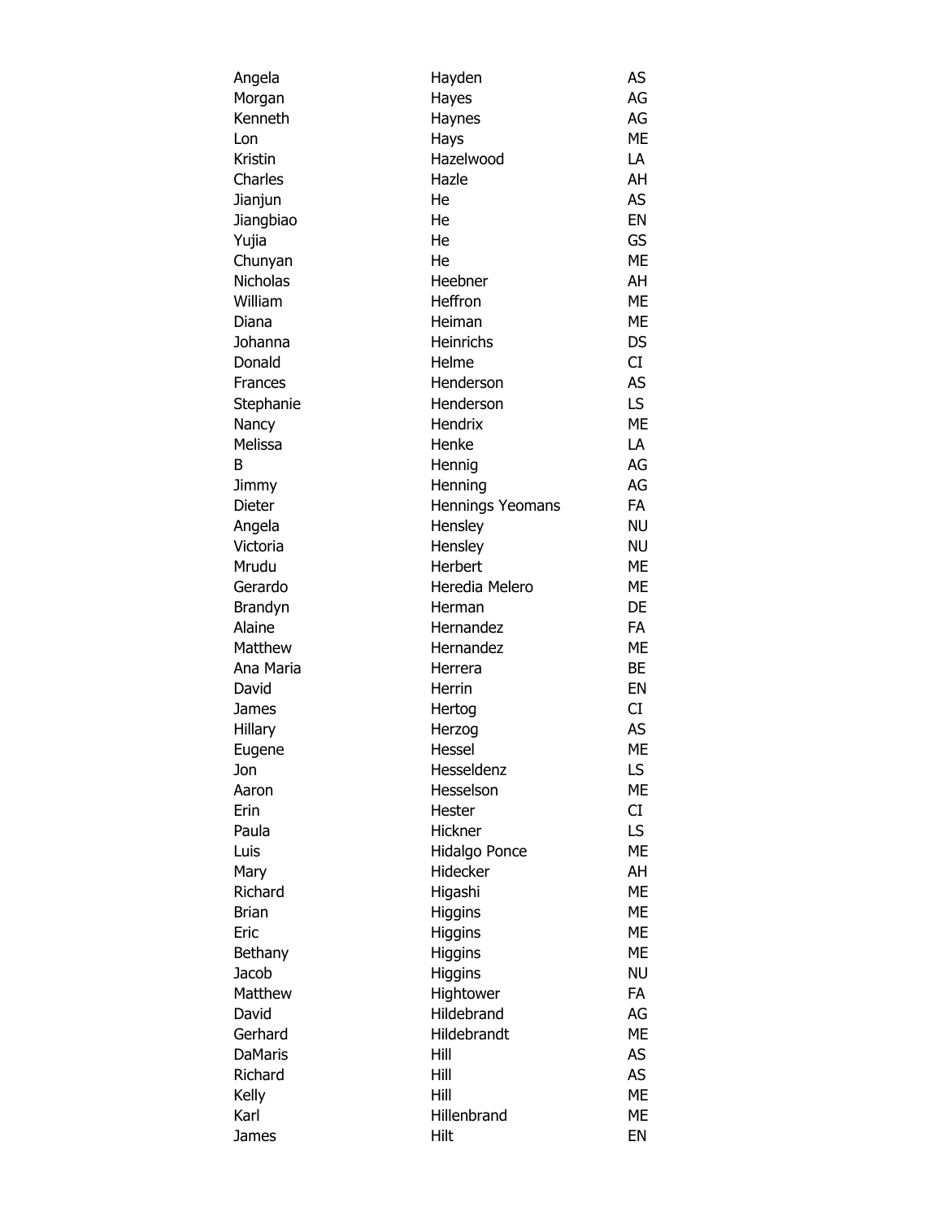| | | |
|---|---|---|
| Angela | Hayden | AS |
| Morgan | Hayes | AG |
| Kenneth | Haynes | AG |
| Lon | Hays | ME |
| Kristin | Hazelwood | LA |
| Charles | Hazle | AH |
| Jianjun | He | AS |
| Jiangbiao | He | EN |
| Yujia | He | GS |
| Chunyan | He | ME |
| Nicholas | Heebner | AH |
| William | Heffron | ME |
| Diana | Heiman | ME |
| Johanna | Heinrichs | DS |
| Donald | Helme | CI |
| Frances | Henderson | AS |
| Stephanie | Henderson | LS |
| Nancy | Hendrix | ME |
| Melissa | Henke | LA |
| B | Hennig | AG |
| Jimmy | Henning | AG |
| Dieter | Hennings Yeomans | FA |
| Angela | Hensley | NU |
| Victoria | Hensley | NU |
| Mrudu | Herbert | ME |
| Gerardo | Heredia Melero | ME |
| Brandyn | Herman | DE |
| Alaine | Hernandez | FA |
| Matthew | Hernandez | ME |
| Ana Maria | Herrera | BE |
| David | Herrin | EN |
| James | Hertog | CI |
| Hillary | Herzog | AS |
| Eugene | Hessel | ME |
| Jon | Hesseldenz | LS |
| Aaron | Hesselson | ME |
| Erin | Hester | CI |
| Paula | Hickner | LS |
| Luis | Hidalgo Ponce | ME |
| Mary | Hidecker | AH |
| Richard | Higashi | ME |
| Brian | Higgins | ME |
| Eric | Higgins | ME |
| Bethany | Higgins | ME |
| Jacob | Higgins | NU |
| Matthew | Hightower | FA |
| David | Hildebrand | AG |
| Gerhard | Hildebrandt | ME |
| DaMaris | Hill | AS |
| Richard | Hill | AS |
| Kelly | Hill | ME |
| Karl | Hillenbrand | ME |
| James | Hilt | EN |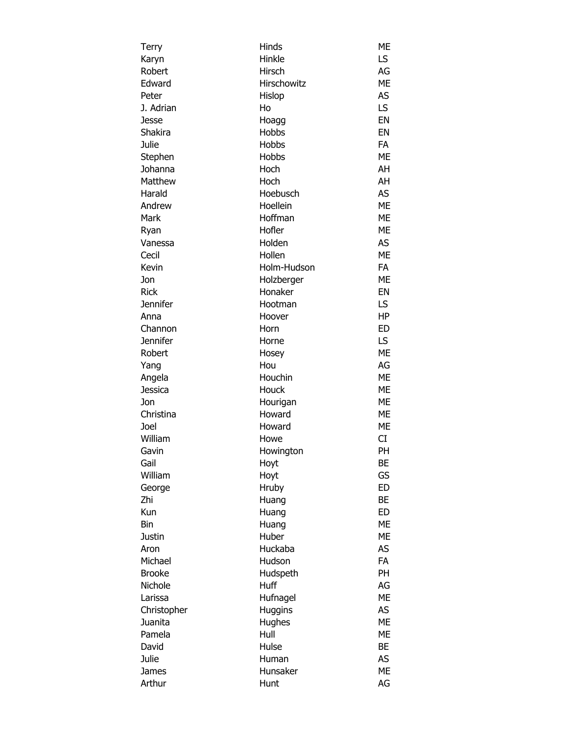| | | |
|---|---|---|
| Terry | Hinds | ME |
| Karyn | Hinkle | LS |
| Robert | Hirsch | AG |
| Edward | Hirschowitz | ME |
| Peter | Hislop | AS |
| J. Adrian | Ho | LS |
| Jesse | Hoagg | EN |
| Shakira | Hobbs | EN |
| Julie | Hobbs | FA |
| Stephen | Hobbs | ME |
| Johanna | Hoch | AH |
| Matthew | Hoch | AH |
| Harald | Hoebusch | AS |
| Andrew | Hoellein | ME |
| Mark | Hoffman | ME |
| Ryan | Hofler | ME |
| Vanessa | Holden | AS |
| Cecil | Hollen | ME |
| Kevin | Holm-Hudson | FA |
| Jon | Holzberger | ME |
| Rick | Honaker | EN |
| Jennifer | Hootman | LS |
| Anna | Hoover | HP |
| Channon | Horn | ED |
| Jennifer | Horne | LS |
| Robert | Hosey | ME |
| Yang | Hou | AG |
| Angela | Houchin | ME |
| Jessica | Houck | ME |
| Jon | Hourigan | ME |
| Christina | Howard | ME |
| Joel | Howard | ME |
| William | Howe | CI |
| Gavin | Howington | PH |
| Gail | Hoyt | BE |
| William | Hoyt | GS |
| George | Hruby | ED |
| Zhi | Huang | BE |
| Kun | Huang | ED |
| Bin | Huang | ME |
| Justin | Huber | ME |
| Aron | Huckaba | AS |
| Michael | Hudson | FA |
| Brooke | Hudspeth | PH |
| Nichole | Huff | AG |
| Larissa | Hufnagel | ME |
| Christopher | Huggins | AS |
| Juanita | Hughes | ME |
| Pamela | Hull | ME |
| David | Hulse | BE |
| Julie | Human | AS |
| James | Hunsaker | ME |
| Arthur | Hunt | AG |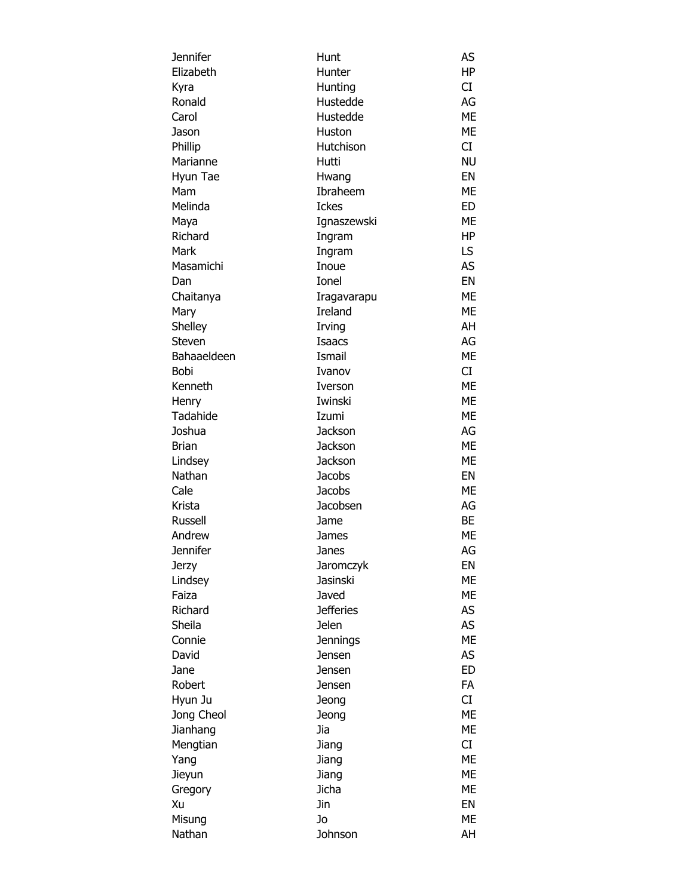| | | |
|---|---|---|
| Jennifer | Hunt | AS |
| Elizabeth | Hunter | HP |
| Kyra | Hunting | CI |
| Ronald | Hustedde | AG |
| Carol | Hustedde | ME |
| Jason | Huston | ME |
| Phillip | Hutchison | CI |
| Marianne | Hutti | NU |
| Hyun Tae | Hwang | EN |
| Mam | Ibraheem | ME |
| Melinda | Ickes | ED |
| Maya | Ignaszewski | ME |
| Richard | Ingram | HP |
| Mark | Ingram | LS |
| Masamichi | Inoue | AS |
| Dan | Ionel | EN |
| Chaitanya | Iragavarapu | ME |
| Mary | Ireland | ME |
| Shelley | Irving | AH |
| Steven | Isaacs | AG |
| Bahaaeldeen | Ismail | ME |
| Bobi | Ivanov | CI |
| Kenneth | Iverson | ME |
| Henry | Iwinski | ME |
| Tadahide | Izumi | ME |
| Joshua | Jackson | AG |
| Brian | Jackson | ME |
| Lindsey | Jackson | ME |
| Nathan | Jacobs | EN |
| Cale | Jacobs | ME |
| Krista | Jacobsen | AG |
| Russell | Jame | BE |
| Andrew | James | ME |
| Jennifer | Janes | AG |
| Jerzy | Jaromczyk | EN |
| Lindsey | Jasinski | ME |
| Faiza | Javed | ME |
| Richard | Jefferies | AS |
| Sheila | Jelen | AS |
| Connie | Jennings | ME |
| David | Jensen | AS |
| Jane | Jensen | ED |
| Robert | Jensen | FA |
| Hyun Ju | Jeong | CI |
| Jong Cheol | Jeong | ME |
| Jianhang | Jia | ME |
| Mengtian | Jiang | CI |
| Yang | Jiang | ME |
| Jieyun | Jiang | ME |
| Gregory | Jicha | ME |
| Xu | Jin | EN |
| Misung | Jo | ME |
| Nathan | Johnson | AH |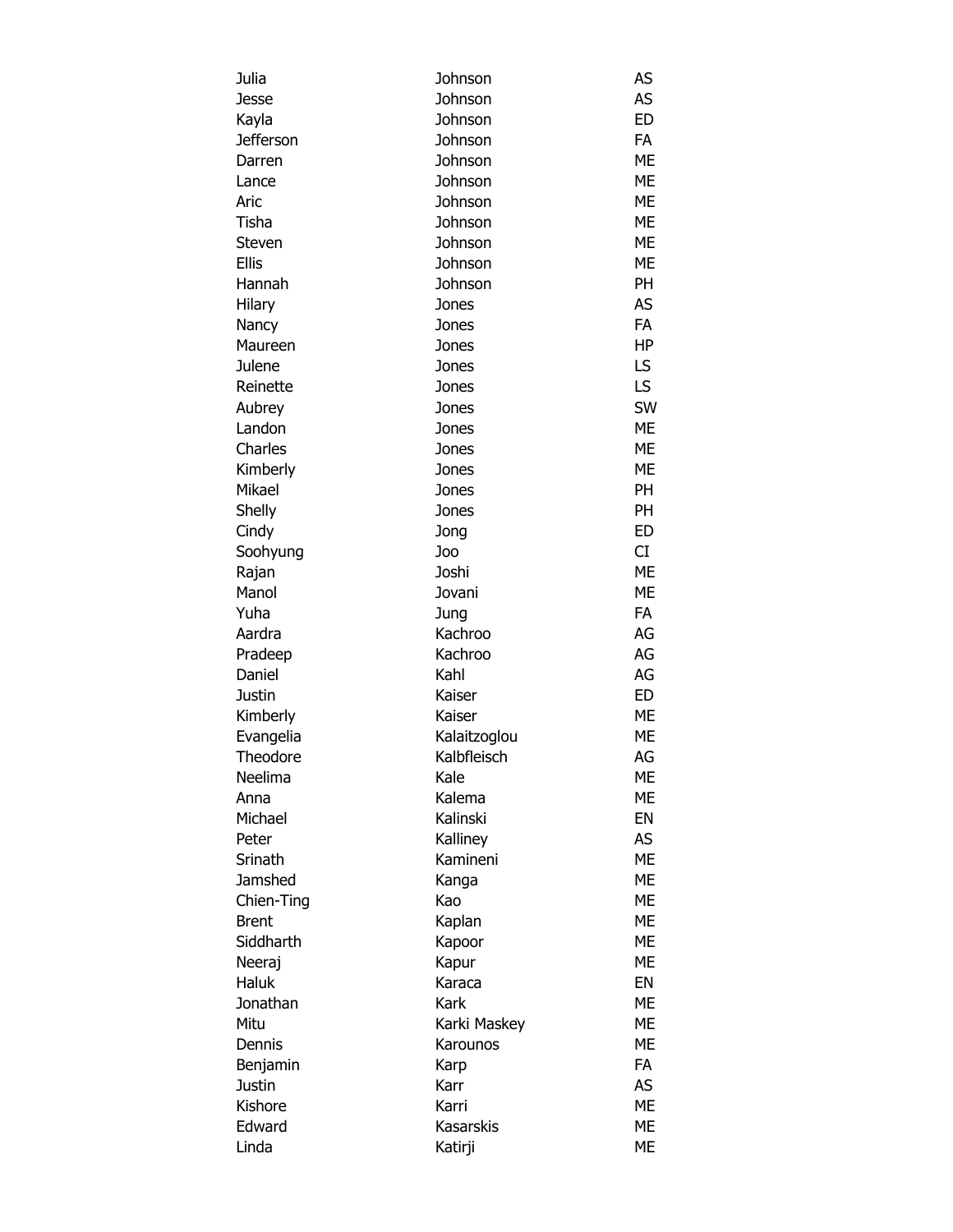| | | |
|---|---|---|
| Julia | Johnson | AS |
| Jesse | Johnson | AS |
| Kayla | Johnson | ED |
| Jefferson | Johnson | FA |
| Darren | Johnson | ME |
| Lance | Johnson | ME |
| Aric | Johnson | ME |
| Tisha | Johnson | ME |
| Steven | Johnson | ME |
| Ellis | Johnson | ME |
| Hannah | Johnson | PH |
| Hilary | Jones | AS |
| Nancy | Jones | FA |
| Maureen | Jones | HP |
| Julene | Jones | LS |
| Reinette | Jones | LS |
| Aubrey | Jones | SW |
| Landon | Jones | ME |
| Charles | Jones | ME |
| Kimberly | Jones | ME |
| Mikael | Jones | PH |
| Shelly | Jones | PH |
| Cindy | Jong | ED |
| Soohyung | Joo | CI |
| Rajan | Joshi | ME |
| Manol | Jovani | ME |
| Yuha | Jung | FA |
| Aardra | Kachroo | AG |
| Pradeep | Kachroo | AG |
| Daniel | Kahl | AG |
| Justin | Kaiser | ED |
| Kimberly | Kaiser | ME |
| Evangelia | Kalaitzoglou | ME |
| Theodore | Kalbfleisch | AG |
| Neelima | Kale | ME |
| Anna | Kalema | ME |
| Michael | Kalinski | EN |
| Peter | Kalliney | AS |
| Srinath | Kamineni | ME |
| Jamshed | Kanga | ME |
| Chien-Ting | Kao | ME |
| Brent | Kaplan | ME |
| Siddharth | Kapoor | ME |
| Neeraj | Kapur | ME |
| Haluk | Karaca | EN |
| Jonathan | Kark | ME |
| Mitu | Karki Maskey | ME |
| Dennis | Karounos | ME |
| Benjamin | Karp | FA |
| Justin | Karr | AS |
| Kishore | Karri | ME |
| Edward | Kasarskis | ME |
| Linda | Katirji | ME |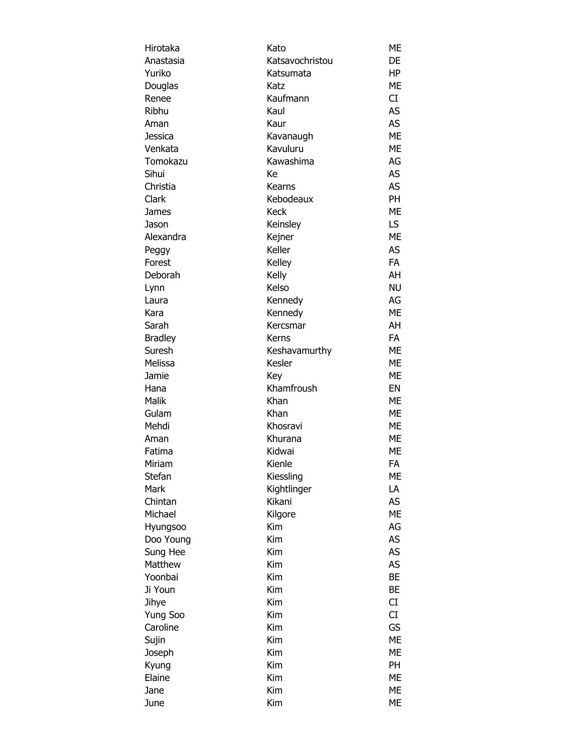| | | |
|---|---|---|
| Hirotaka | Kato | ME |
| Anastasia | Katsavochristou | DE |
| Yuriko | Katsumata | HP |
| Douglas | Katz | ME |
| Renee | Kaufmann | CI |
| Ribhu | Kaul | AS |
| Aman | Kaur | AS |
| Jessica | Kavanaugh | ME |
| Venkata | Kavuluru | ME |
| Tomokazu | Kawashima | AG |
| Sihui | Ke | AS |
| Christia | Kearns | AS |
| Clark | Kebodeaux | PH |
| James | Keck | ME |
| Jason | Keinsley | LS |
| Alexandra | Kejner | ME |
| Peggy | Keller | AS |
| Forest | Kelley | FA |
| Deborah | Kelly | AH |
| Lynn | Kelso | NU |
| Laura | Kennedy | AG |
| Kara | Kennedy | ME |
| Sarah | Kercsmar | AH |
| Bradley | Kerns | FA |
| Suresh | Keshavamurthy | ME |
| Melissa | Kesler | ME |
| Jamie | Key | ME |
| Hana | Khamfroush | EN |
| Malik | Khan | ME |
| Gulam | Khan | ME |
| Mehdi | Khosravi | ME |
| Aman | Khurana | ME |
| Fatima | Kidwai | ME |
| Miriam | Kienle | FA |
| Stefan | Kiessling | ME |
| Mark | Kightlinger | LA |
| Chintan | Kikani | AS |
| Michael | Kilgore | ME |
| Hyungsoo | Kim | AG |
| Doo Young | Kim | AS |
| Sung Hee | Kim | AS |
| Matthew | Kim | AS |
| Yoonbai | Kim | BE |
| Ji Youn | Kim | BE |
| Jihye | Kim | CI |
| Yung Soo | Kim | CI |
| Caroline | Kim | GS |
| Sujin | Kim | ME |
| Joseph | Kim | ME |
| Kyung | Kim | PH |
| Elaine | Kim | ME |
| Jane | Kim | ME |
| June | Kim | ME |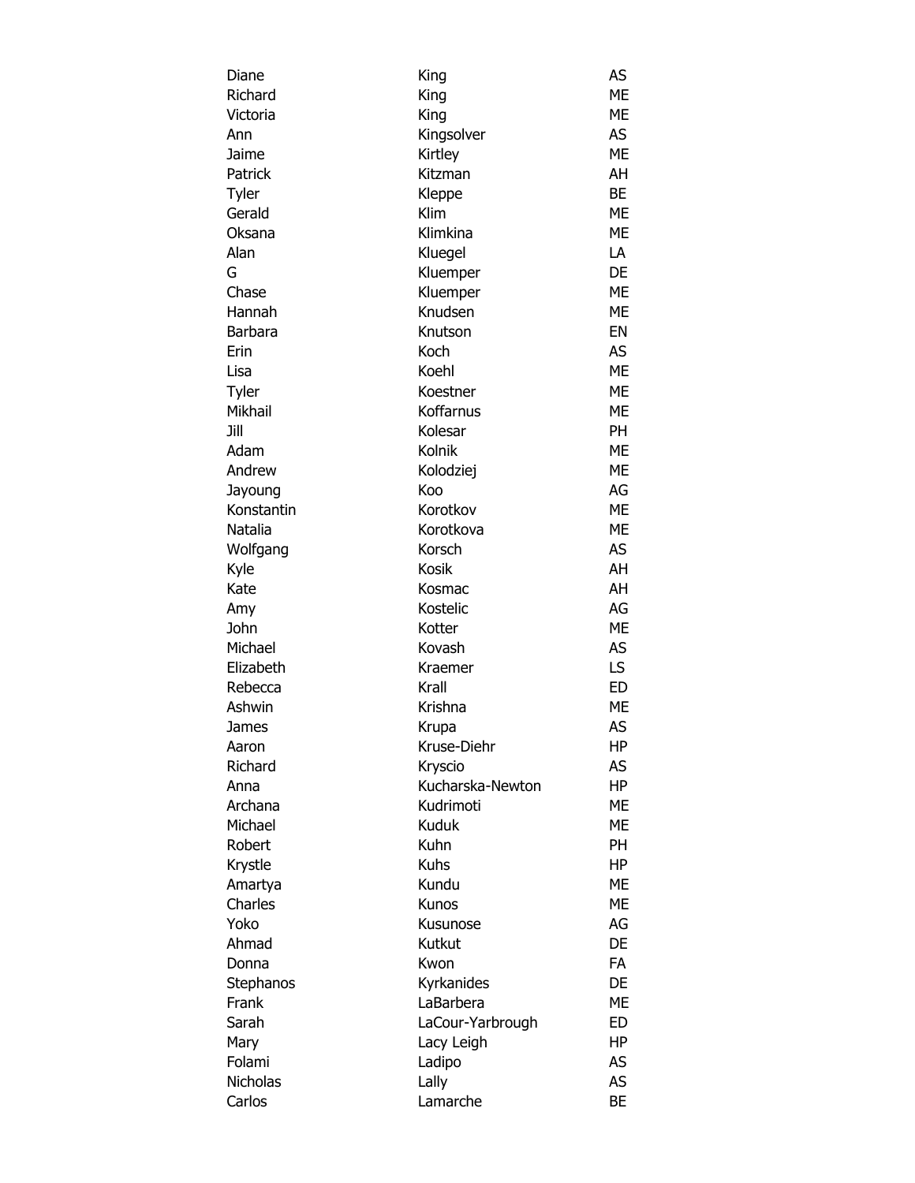| | | |
|---|---|---|
| Diane | King | AS |
| Richard | King | ME |
| Victoria | King | ME |
| Ann | Kingsolver | AS |
| Jaime | Kirtley | ME |
| Patrick | Kitzman | AH |
| Tyler | Kleppe | BE |
| Gerald | Klim | ME |
| Oksana | Klimkina | ME |
| Alan | Kluegel | LA |
| G | Kluemper | DE |
| Chase | Kluemper | ME |
| Hannah | Knudsen | ME |
| Barbara | Knutson | EN |
| Erin | Koch | AS |
| Lisa | Koehl | ME |
| Tyler | Koestner | ME |
| Mikhail | Koffarnus | ME |
| Jill | Kolesar | PH |
| Adam | Kolnik | ME |
| Andrew | Kolodziej | ME |
| Jayoung | Koo | AG |
| Konstantin | Korotkov | ME |
| Natalia | Korotkova | ME |
| Wolfgang | Korsch | AS |
| Kyle | Kosik | AH |
| Kate | Kosmac | AH |
| Amy | Kostelic | AG |
| John | Kotter | ME |
| Michael | Kovash | AS |
| Elizabeth | Kraemer | LS |
| Rebecca | Krall | ED |
| Ashwin | Krishna | ME |
| James | Krupa | AS |
| Aaron | Kruse-Diehr | HP |
| Richard | Kryscio | AS |
| Anna | Kucharska-Newton | HP |
| Archana | Kudrimoti | ME |
| Michael | Kuduk | ME |
| Robert | Kuhn | PH |
| Krystle | Kuhs | HP |
| Amartya | Kundu | ME |
| Charles | Kunos | ME |
| Yoko | Kusunose | AG |
| Ahmad | Kutkut | DE |
| Donna | Kwon | FA |
| Stephanos | Kyrkanides | DE |
| Frank | LaBarbera | ME |
| Sarah | LaCour-Yarbrough | ED |
| Mary | Lacy Leigh | HP |
| Folami | Ladipo | AS |
| Nicholas | Lally | AS |
| Carlos | Lamarche | BE |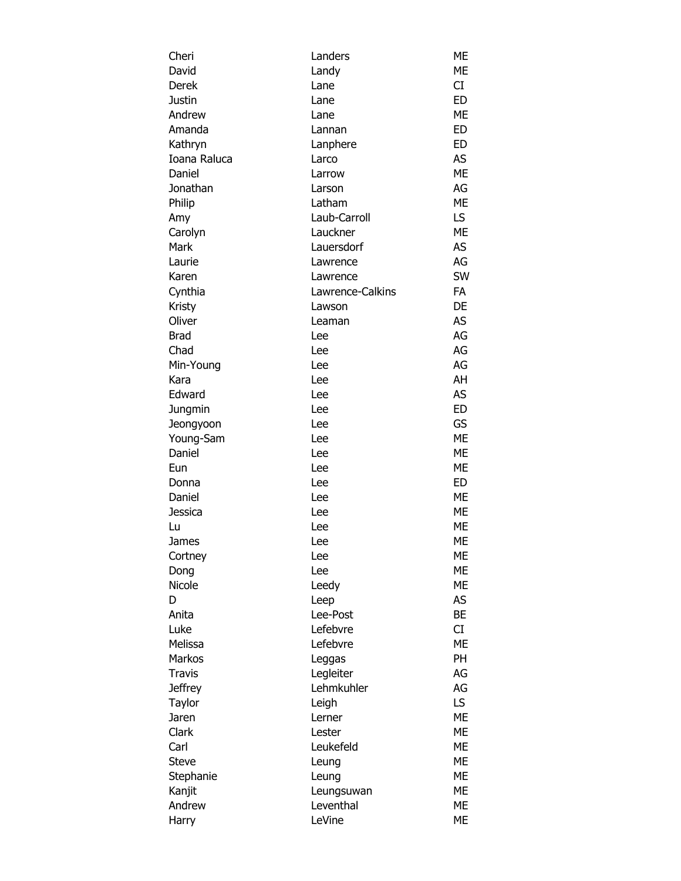| | | |
|---|---|---|
| Cheri | Landers | ME |
| David | Landy | ME |
| Derek | Lane | CI |
| Justin | Lane | ED |
| Andrew | Lane | ME |
| Amanda | Lannan | ED |
| Kathryn | Lanphere | ED |
| Ioana Raluca | Larco | AS |
| Daniel | Larrow | ME |
| Jonathan | Larson | AG |
| Philip | Latham | ME |
| Amy | Laub-Carroll | LS |
| Carolyn | Lauckner | ME |
| Mark | Lauersdorf | AS |
| Laurie | Lawrence | AG |
| Karen | Lawrence | SW |
| Cynthia | Lawrence-Calkins | FA |
| Kristy | Lawson | DE |
| Oliver | Leaman | AS |
| Brad | Lee | AG |
| Chad | Lee | AG |
| Min-Young | Lee | AG |
| Kara | Lee | AH |
| Edward | Lee | AS |
| Jungmin | Lee | ED |
| Jeongyoon | Lee | GS |
| Young-Sam | Lee | ME |
| Daniel | Lee | ME |
| Eun | Lee | ME |
| Donna | Lee | ED |
| Daniel | Lee | ME |
| Jessica | Lee | ME |
| Lu | Lee | ME |
| James | Lee | ME |
| Cortney | Lee | ME |
| Dong | Lee | ME |
| Nicole | Leedy | ME |
| D | Leep | AS |
| Anita | Lee-Post | BE |
| Luke | Lefebvre | CI |
| Melissa | Lefebvre | ME |
| Markos | Leggas | PH |
| Travis | Legleiter | AG |
| Jeffrey | Lehmkuhler | AG |
| Taylor | Leigh | LS |
| Jaren | Lerner | ME |
| Clark | Lester | ME |
| Carl | Leukefeld | ME |
| Steve | Leung | ME |
| Stephanie | Leung | ME |
| Kanjit | Leungsuwan | ME |
| Andrew | Leventhal | ME |
| Harry | LeVine | ME |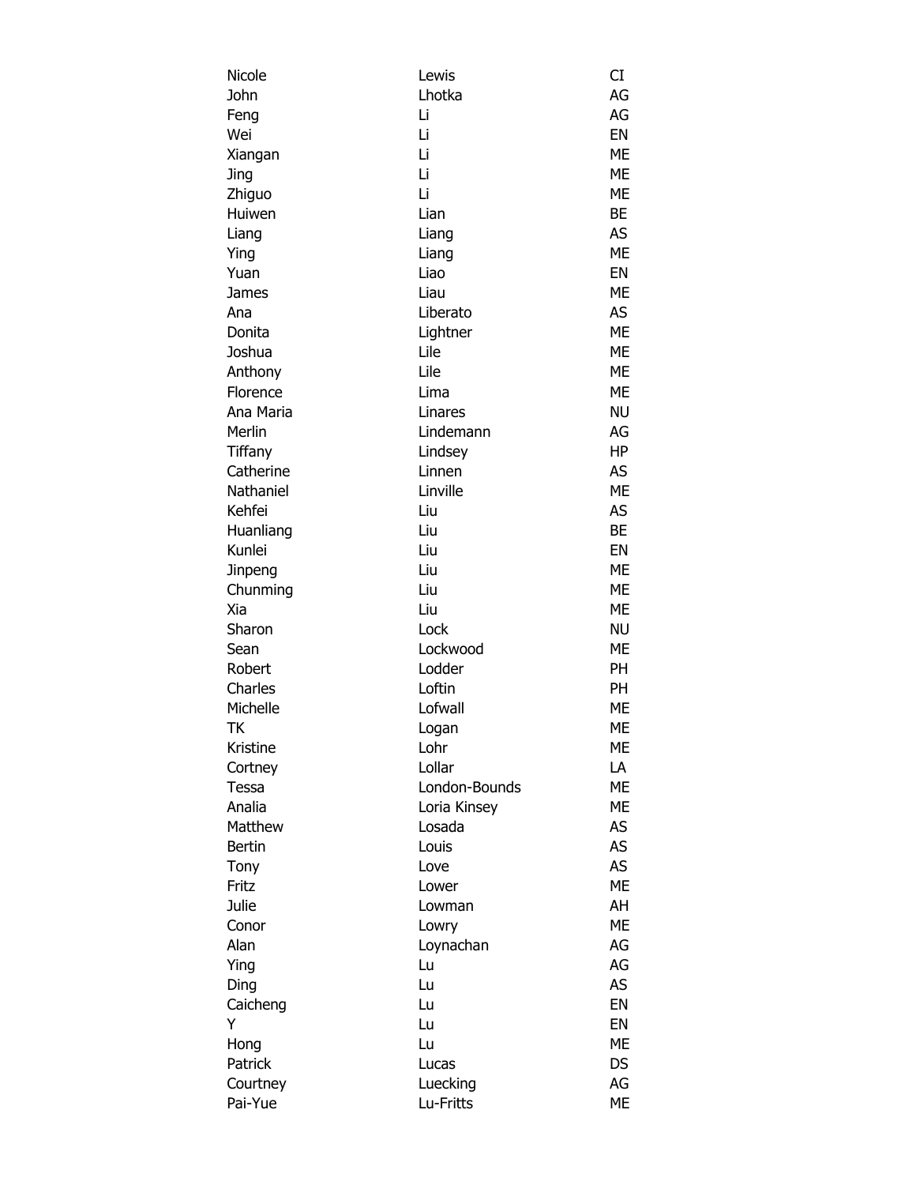| | | |
|---|---|---|
| Nicole | Lewis | CI |
| John | Lhotka | AG |
| Feng | Li | AG |
| Wei | Li | EN |
| Xiangan | Li | ME |
| Jing | Li | ME |
| Zhiguo | Li | ME |
| Huiwen | Lian | BE |
| Liang | Liang | AS |
| Ying | Liang | ME |
| Yuan | Liao | EN |
| James | Liau | ME |
| Ana | Liberato | AS |
| Donita | Lightner | ME |
| Joshua | Lile | ME |
| Anthony | Lile | ME |
| Florence | Lima | ME |
| Ana Maria | Linares | NU |
| Merlin | Lindemann | AG |
| Tiffany | Lindsey | HP |
| Catherine | Linnen | AS |
| Nathaniel | Linville | ME |
| Kehfei | Liu | AS |
| Huanliang | Liu | BE |
| Kunlei | Liu | EN |
| Jinpeng | Liu | ME |
| Chunming | Liu | ME |
| Xia | Liu | ME |
| Sharon | Lock | NU |
| Sean | Lockwood | ME |
| Robert | Lodder | PH |
| Charles | Loftin | PH |
| Michelle | Lofwall | ME |
| TK | Logan | ME |
| Kristine | Lohr | ME |
| Cortney | Lollar | LA |
| Tessa | London-Bounds | ME |
| Analia | Loria Kinsey | ME |
| Matthew | Losada | AS |
| Bertin | Louis | AS |
| Tony | Love | AS |
| Fritz | Lower | ME |
| Julie | Lowman | AH |
| Conor | Lowry | ME |
| Alan | Loynachan | AG |
| Ying | Lu | AG |
| Ding | Lu | AS |
| Caicheng | Lu | EN |
| Y | Lu | EN |
| Hong | Lu | ME |
| Patrick | Lucas | DS |
| Courtney | Luecking | AG |
| Pai-Yue | Lu-Fritts | ME |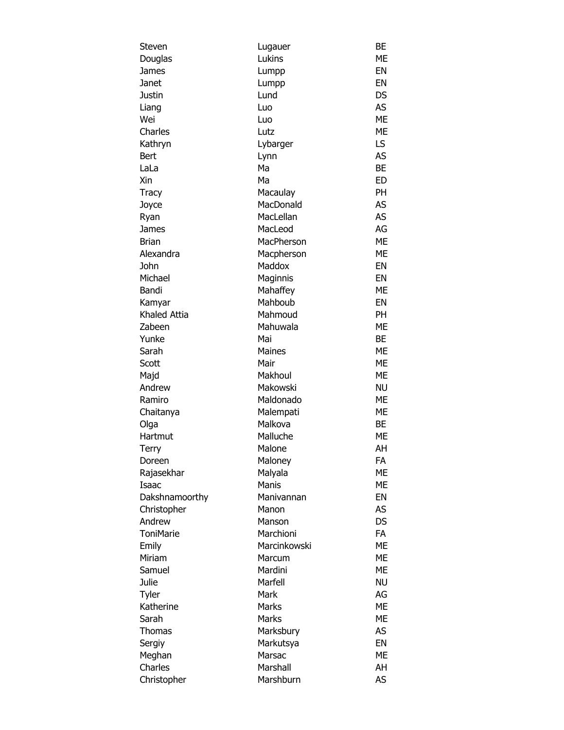| | | |
|---|---|---|
| Steven | Lugauer | BE |
| Douglas | Lukins | ME |
| James | Lumpp | EN |
| Janet | Lumpp | EN |
| Justin | Lund | DS |
| Liang | Luo | AS |
| Wei | Luo | ME |
| Charles | Lutz | ME |
| Kathryn | Lybarger | LS |
| Bert | Lynn | AS |
| LaLa | Ma | BE |
| Xin | Ma | ED |
| Tracy | Macaulay | PH |
| Joyce | MacDonald | AS |
| Ryan | MacLellan | AS |
| James | MacLeod | AG |
| Brian | MacPherson | ME |
| Alexandra | Macpherson | ME |
| John | Maddox | EN |
| Michael | Maginnis | EN |
| Bandi | Mahaffey | ME |
| Kamyar | Mahboub | EN |
| Khaled Attia | Mahmoud | PH |
| Zabeen | Mahuwala | ME |
| Yunke | Mai | BE |
| Sarah | Maines | ME |
| Scott | Mair | ME |
| Majd | Makhoul | ME |
| Andrew | Makowski | NU |
| Ramiro | Maldonado | ME |
| Chaitanya | Malempati | ME |
| Olga | Malkova | BE |
| Hartmut | Malluche | ME |
| Terry | Malone | AH |
| Doreen | Maloney | FA |
| Rajasekhar | Malyala | ME |
| Isaac | Manis | ME |
| Dakshnamoorthy | Manivannan | EN |
| Christopher | Manon | AS |
| Andrew | Manson | DS |
| ToniMarie | Marchioni | FA |
| Emily | Marcinkowski | ME |
| Miriam | Marcum | ME |
| Samuel | Mardini | ME |
| Julie | Marfell | NU |
| Tyler | Mark | AG |
| Katherine | Marks | ME |
| Sarah | Marks | ME |
| Thomas | Marksbury | AS |
| Sergiy | Markutsya | EN |
| Meghan | Marsac | ME |
| Charles | Marshall | AH |
| Christopher | Marshburn | AS |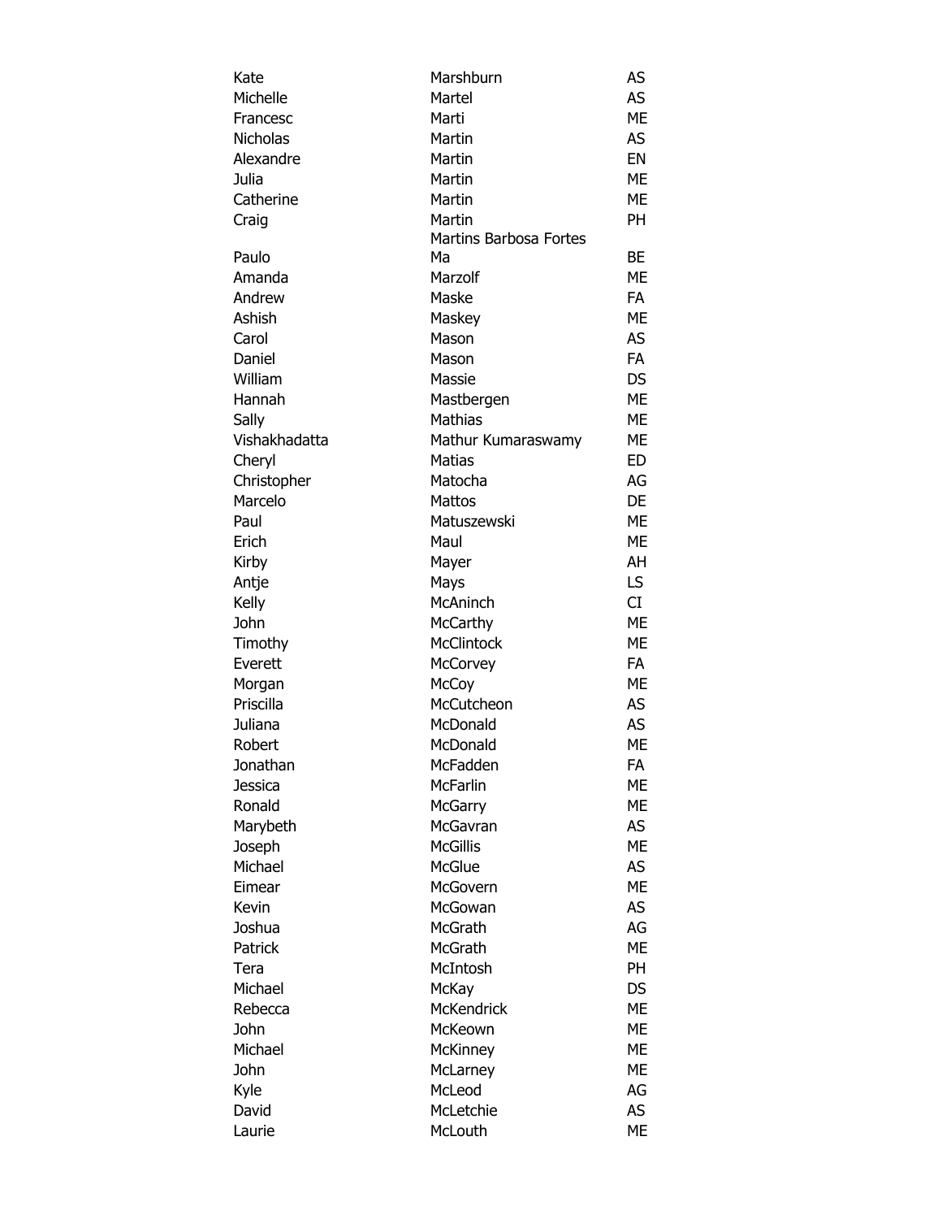| | | |
|---|---|---|
| Kate | Marshburn | AS |
| Michelle | Martel | AS |
| Francesc | Marti | ME |
| Nicholas | Martin | AS |
| Alexandre | Martin | EN |
| Julia | Martin | ME |
| Catherine | Martin | ME |
| Craig | Martin | PH |
| Paulo | Martins Barbosa Fortes Ma | BE |
| Amanda | Marzolf | ME |
| Andrew | Maske | FA |
| Ashish | Maskey | ME |
| Carol | Mason | AS |
| Daniel | Mason | FA |
| William | Massie | DS |
| Hannah | Mastbergen | ME |
| Sally | Mathias | ME |
| Vishakhadatta | Mathur Kumaraswamy | ME |
| Cheryl | Matias | ED |
| Christopher | Matocha | AG |
| Marcelo | Mattos | DE |
| Paul | Matuszewski | ME |
| Erich | Maul | ME |
| Kirby | Mayer | AH |
| Antje | Mays | LS |
| Kelly | McAninch | CI |
| John | McCarthy | ME |
| Timothy | McClintock | ME |
| Everett | McCorvey | FA |
| Morgan | McCoy | ME |
| Priscilla | McCutcheon | AS |
| Juliana | McDonald | AS |
| Robert | McDonald | ME |
| Jonathan | McFadden | FA |
| Jessica | McFarlin | ME |
| Ronald | McGarry | ME |
| Marybeth | McGavran | AS |
| Joseph | McGillis | ME |
| Michael | McGlue | AS |
| Eimear | McGovern | ME |
| Kevin | McGowan | AS |
| Joshua | McGrath | AG |
| Patrick | McGrath | ME |
| Tera | McIntosh | PH |
| Michael | McKay | DS |
| Rebecca | McKendrick | ME |
| John | McKeown | ME |
| Michael | McKinney | ME |
| John | McLarney | ME |
| Kyle | McLeod | AG |
| David | McLetchie | AS |
| Laurie | McLouth | ME |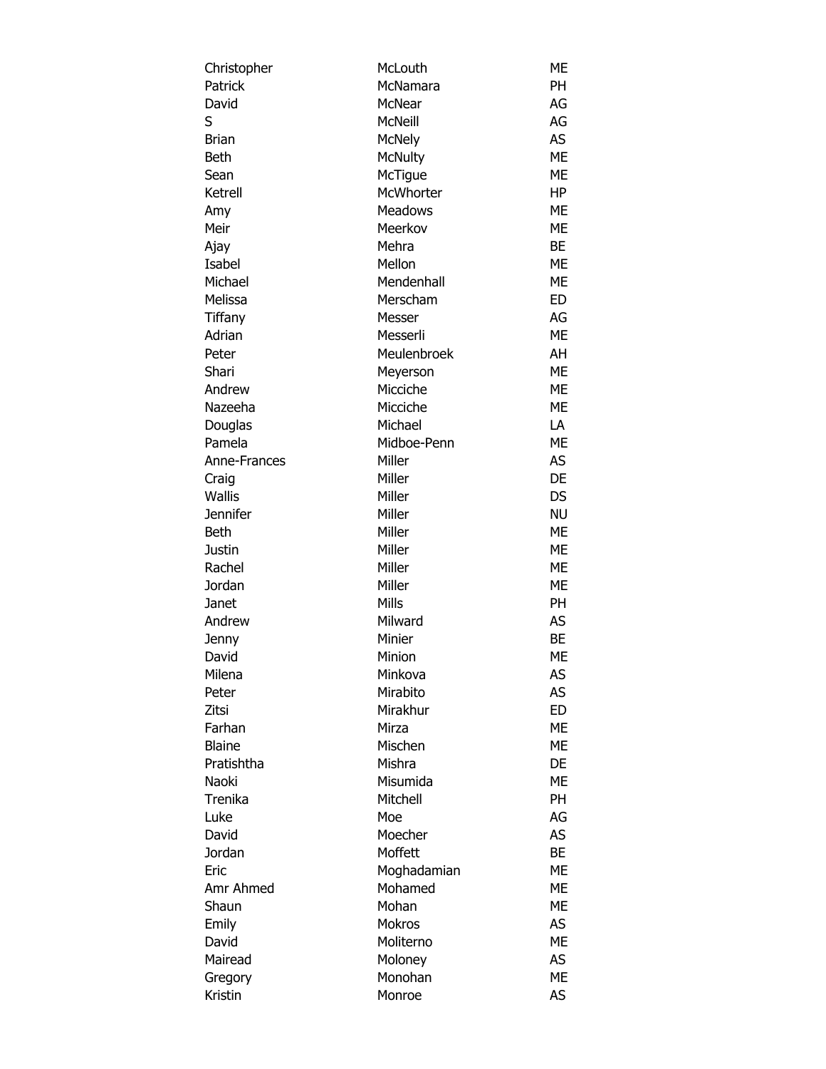| | | |
|---|---|---|
| Christopher | McLouth | ME |
| Patrick | McNamara | PH |
| David | McNear | AG |
| S | McNeill | AG |
| Brian | McNely | AS |
| Beth | McNulty | ME |
| Sean | McTigue | ME |
| Ketrell | McWhorter | HP |
| Amy | Meadows | ME |
| Meir | Meerkov | ME |
| Ajay | Mehra | BE |
| Isabel | Mellon | ME |
| Michael | Mendenhall | ME |
| Melissa | Merscham | ED |
| Tiffany | Messer | AG |
| Adrian | Messerli | ME |
| Peter | Meulenbroek | AH |
| Shari | Meyerson | ME |
| Andrew | Micciche | ME |
| Nazeeha | Micciche | ME |
| Douglas | Michael | LA |
| Pamela | Midboe-Penn | ME |
| Anne-Frances | Miller | AS |
| Craig | Miller | DE |
| Wallis | Miller | DS |
| Jennifer | Miller | NU |
| Beth | Miller | ME |
| Justin | Miller | ME |
| Rachel | Miller | ME |
| Jordan | Miller | ME |
| Janet | Mills | PH |
| Andrew | Milward | AS |
| Jenny | Minier | BE |
| David | Minion | ME |
| Milena | Minkova | AS |
| Peter | Mirabito | AS |
| Zitsi | Mirakhur | ED |
| Farhan | Mirza | ME |
| Blaine | Mischen | ME |
| Pratishtha | Mishra | DE |
| Naoki | Misumida | ME |
| Trenika | Mitchell | PH |
| Luke | Moe | AG |
| David | Moecher | AS |
| Jordan | Moffett | BE |
| Eric | Moghadamian | ME |
| Amr Ahmed | Mohamed | ME |
| Shaun | Mohan | ME |
| Emily | Mokros | AS |
| David | Moliterno | ME |
| Mairead | Moloney | AS |
| Gregory | Monohan | ME |
| Kristin | Monroe | AS |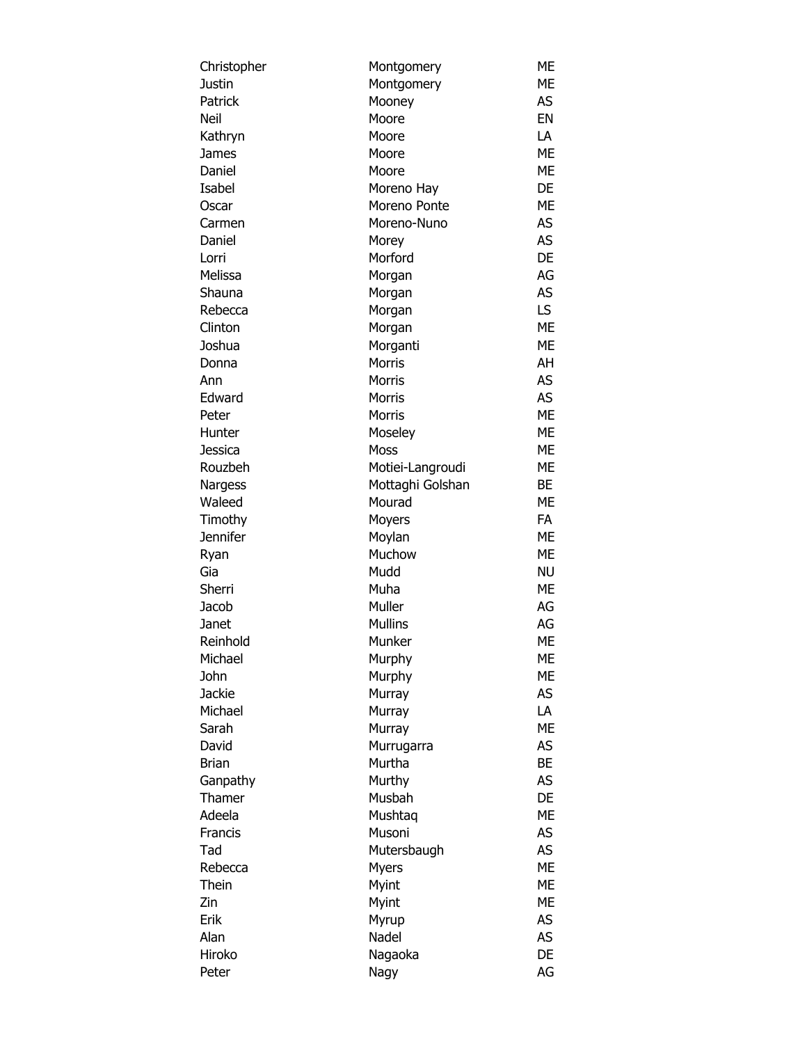| | | |
|---|---|---|
| Christopher | Montgomery | ME |
| Justin | Montgomery | ME |
| Patrick | Mooney | AS |
| Neil | Moore | EN |
| Kathryn | Moore | LA |
| James | Moore | ME |
| Daniel | Moore | ME |
| Isabel | Moreno Hay | DE |
| Oscar | Moreno Ponte | ME |
| Carmen | Moreno-Nuno | AS |
| Daniel | Morey | AS |
| Lorri | Morford | DE |
| Melissa | Morgan | AG |
| Shauna | Morgan | AS |
| Rebecca | Morgan | LS |
| Clinton | Morgan | ME |
| Joshua | Morganti | ME |
| Donna | Morris | AH |
| Ann | Morris | AS |
| Edward | Morris | AS |
| Peter | Morris | ME |
| Hunter | Moseley | ME |
| Jessica | Moss | ME |
| Rouzbeh | Motiei-Langroudi | ME |
| Nargess | Mottaghi Golshan | BE |
| Waleed | Mourad | ME |
| Timothy | Moyers | FA |
| Jennifer | Moylan | ME |
| Ryan | Muchow | ME |
| Gia | Mudd | NU |
| Sherri | Muha | ME |
| Jacob | Muller | AG |
| Janet | Mullins | AG |
| Reinhold | Munker | ME |
| Michael | Murphy | ME |
| John | Murphy | ME |
| Jackie | Murray | AS |
| Michael | Murray | LA |
| Sarah | Murray | ME |
| David | Murrugarra | AS |
| Brian | Murtha | BE |
| Ganpathy | Murthy | AS |
| Thamer | Musbah | DE |
| Adeela | Mushtaq | ME |
| Francis | Musoni | AS |
| Tad | Mutersbaugh | AS |
| Rebecca | Myers | ME |
| Thein | Myint | ME |
| Zin | Myint | ME |
| Erik | Myrup | AS |
| Alan | Nadel | AS |
| Hiroko | Nagaoka | DE |
| Peter | Nagy | AG |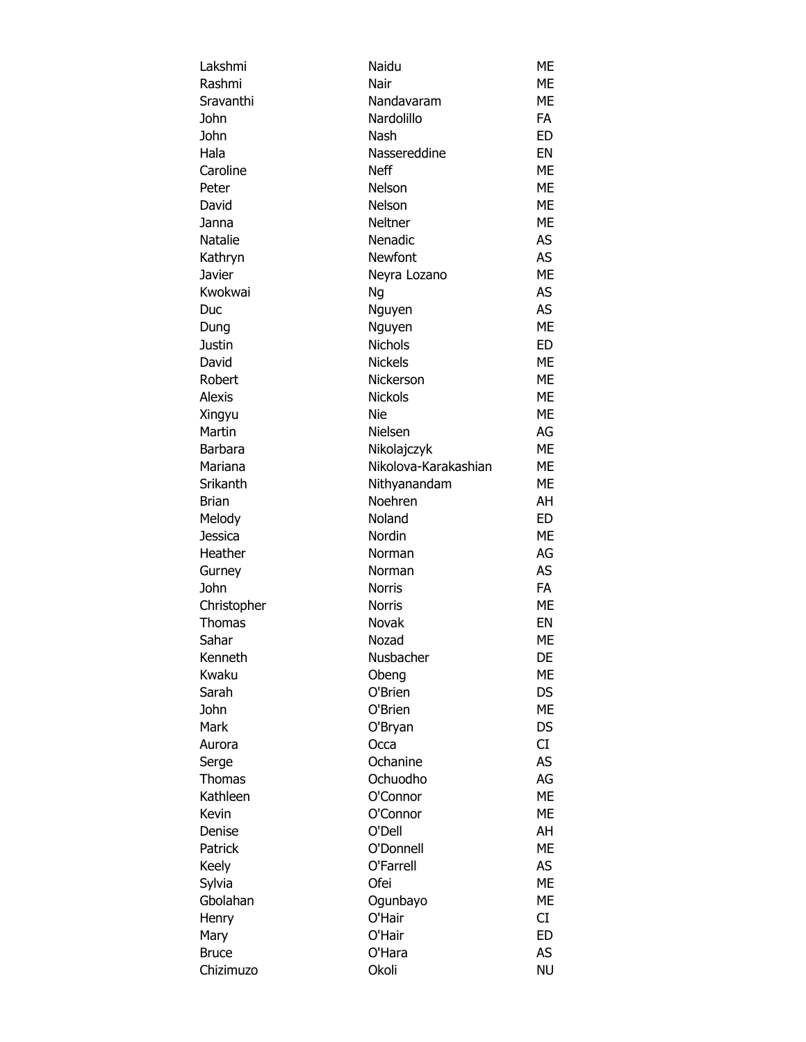| | | |
|---|---|---|
| Lakshmi | Naidu | ME |
| Rashmi | Nair | ME |
| Sravanthi | Nandavaram | ME |
| John | Nardolillo | FA |
| John | Nash | ED |
| Hala | Nassereddine | EN |
| Caroline | Neff | ME |
| Peter | Nelson | ME |
| David | Nelson | ME |
| Janna | Neltner | ME |
| Natalie | Nenadic | AS |
| Kathryn | Newfont | AS |
| Javier | Neyra Lozano | ME |
| Kwokwai | Ng | AS |
| Duc | Nguyen | AS |
| Dung | Nguyen | ME |
| Justin | Nichols | ED |
| David | Nickels | ME |
| Robert | Nickerson | ME |
| Alexis | Nickols | ME |
| Xingyu | Nie | ME |
| Martin | Nielsen | AG |
| Barbara | Nikolajczyk | ME |
| Mariana | Nikolova-Karakashian | ME |
| Srikanth | Nithyanandam | ME |
| Brian | Noehren | AH |
| Melody | Noland | ED |
| Jessica | Nordin | ME |
| Heather | Norman | AG |
| Gurney | Norman | AS |
| John | Norris | FA |
| Christopher | Norris | ME |
| Thomas | Novak | EN |
| Sahar | Nozad | ME |
| Kenneth | Nusbacher | DE |
| Kwaku | Obeng | ME |
| Sarah | O'Brien | DS |
| John | O'Brien | ME |
| Mark | O'Bryan | DS |
| Aurora | Occa | CI |
| Serge | Ochanine | AS |
| Thomas | Ochuodho | AG |
| Kathleen | O'Connor | ME |
| Kevin | O'Connor | ME |
| Denise | O'Dell | AH |
| Patrick | O'Donnell | ME |
| Keely | O'Farrell | AS |
| Sylvia | Ofei | ME |
| Gbolahan | Ogunbayo | ME |
| Henry | O'Hair | CI |
| Mary | O'Hair | ED |
| Bruce | O'Hara | AS |
| Chizimuzo | Okoli | NU |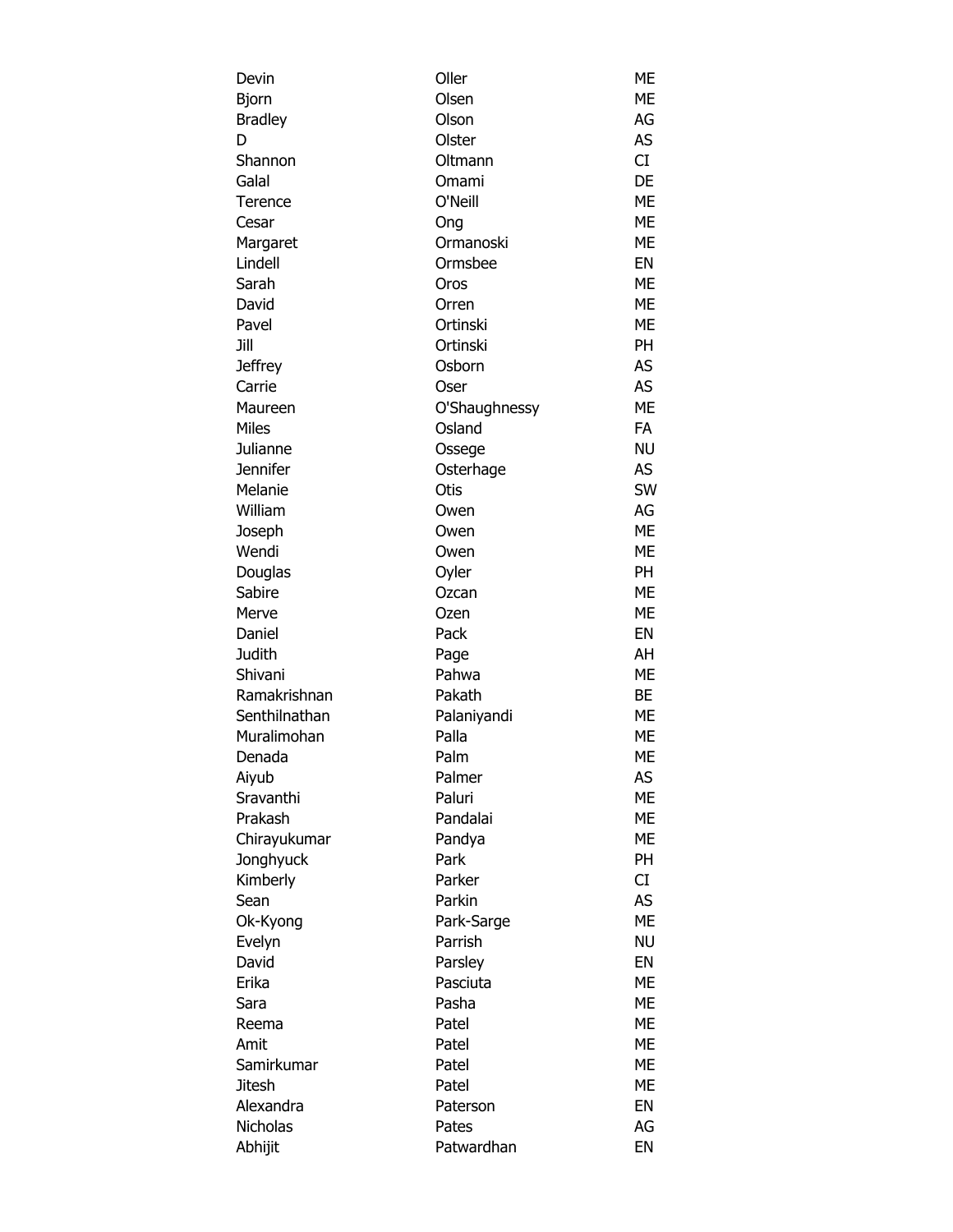| | | |
|---|---|---|
| Devin | Oller | ME |
| Bjorn | Olsen | ME |
| Bradley | Olson | AG |
| D | Olster | AS |
| Shannon | Oltmann | CI |
| Galal | Omami | DE |
| Terence | O'Neill | ME |
| Cesar | Ong | ME |
| Margaret | Ormanoski | ME |
| Lindell | Ormsbee | EN |
| Sarah | Oros | ME |
| David | Orren | ME |
| Pavel | Ortinski | ME |
| Jill | Ortinski | PH |
| Jeffrey | Osborn | AS |
| Carrie | Oser | AS |
| Maureen | O'Shaughnessy | ME |
| Miles | Osland | FA |
| Julianne | Ossege | NU |
| Jennifer | Osterhage | AS |
| Melanie | Otis | SW |
| William | Owen | AG |
| Joseph | Owen | ME |
| Wendi | Owen | ME |
| Douglas | Oyler | PH |
| Sabire | Ozcan | ME |
| Merve | Ozen | ME |
| Daniel | Pack | EN |
| Judith | Page | AH |
| Shivani | Pahwa | ME |
| Ramakrishnan | Pakath | BE |
| Senthilnathan | Palaniyandi | ME |
| Muralimohan | Palla | ME |
| Denada | Palm | ME |
| Aiyub | Palmer | AS |
| Sravanthi | Paluri | ME |
| Prakash | Pandalai | ME |
| Chirayukumar | Pandya | ME |
| Jonghyuck | Park | PH |
| Kimberly | Parker | CI |
| Sean | Parkin | AS |
| Ok-Kyong | Park-Sarge | ME |
| Evelyn | Parrish | NU |
| David | Parsley | EN |
| Erika | Pasciuta | ME |
| Sara | Pasha | ME |
| Reema | Patel | ME |
| Amit | Patel | ME |
| Samirkumar | Patel | ME |
| Jitesh | Patel | ME |
| Alexandra | Paterson | EN |
| Nicholas | Pates | AG |
| Abhijit | Patwardhan | EN |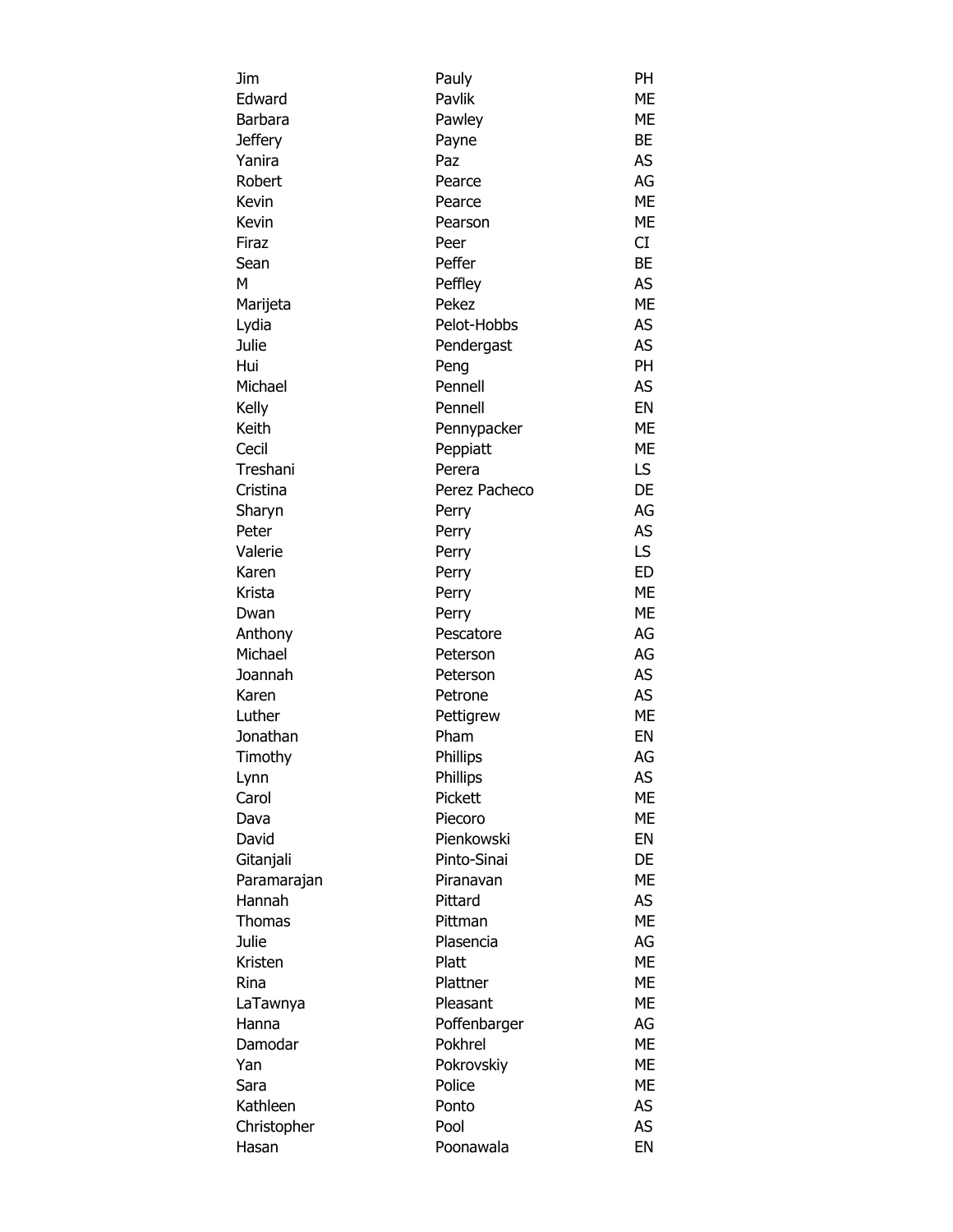| | | |
|---|---|---|
| Jim | Pauly | PH |
| Edward | Pavlik | ME |
| Barbara | Pawley | ME |
| Jeffery | Payne | BE |
| Yanira | Paz | AS |
| Robert | Pearce | AG |
| Kevin | Pearce | ME |
| Kevin | Pearson | ME |
| Firaz | Peer | CI |
| Sean | Peffer | BE |
| M | Peffley | AS |
| Marijeta | Pekez | ME |
| Lydia | Pelot-Hobbs | AS |
| Julie | Pendergast | AS |
| Hui | Peng | PH |
| Michael | Pennell | AS |
| Kelly | Pennell | EN |
| Keith | Pennypacker | ME |
| Cecil | Peppiatt | ME |
| Treshani | Perera | LS |
| Cristina | Perez Pacheco | DE |
| Sharyn | Perry | AG |
| Peter | Perry | AS |
| Valerie | Perry | LS |
| Karen | Perry | ED |
| Krista | Perry | ME |
| Dwan | Perry | ME |
| Anthony | Pescatore | AG |
| Michael | Peterson | AG |
| Joannah | Peterson | AS |
| Karen | Petrone | AS |
| Luther | Pettigrew | ME |
| Jonathan | Pham | EN |
| Timothy | Phillips | AG |
| Lynn | Phillips | AS |
| Carol | Pickett | ME |
| Dava | Piecoro | ME |
| David | Pienkowski | EN |
| Gitanjali | Pinto-Sinai | DE |
| Paramarajan | Piranavan | ME |
| Hannah | Pittard | AS |
| Thomas | Pittman | ME |
| Julie | Plasencia | AG |
| Kristen | Platt | ME |
| Rina | Plattner | ME |
| LaTawnya | Pleasant | ME |
| Hanna | Poffenbarger | AG |
| Damodar | Pokhrel | ME |
| Yan | Pokrovskiy | ME |
| Sara | Police | ME |
| Kathleen | Ponto | AS |
| Christopher | Pool | AS |
| Hasan | Poonawala | EN |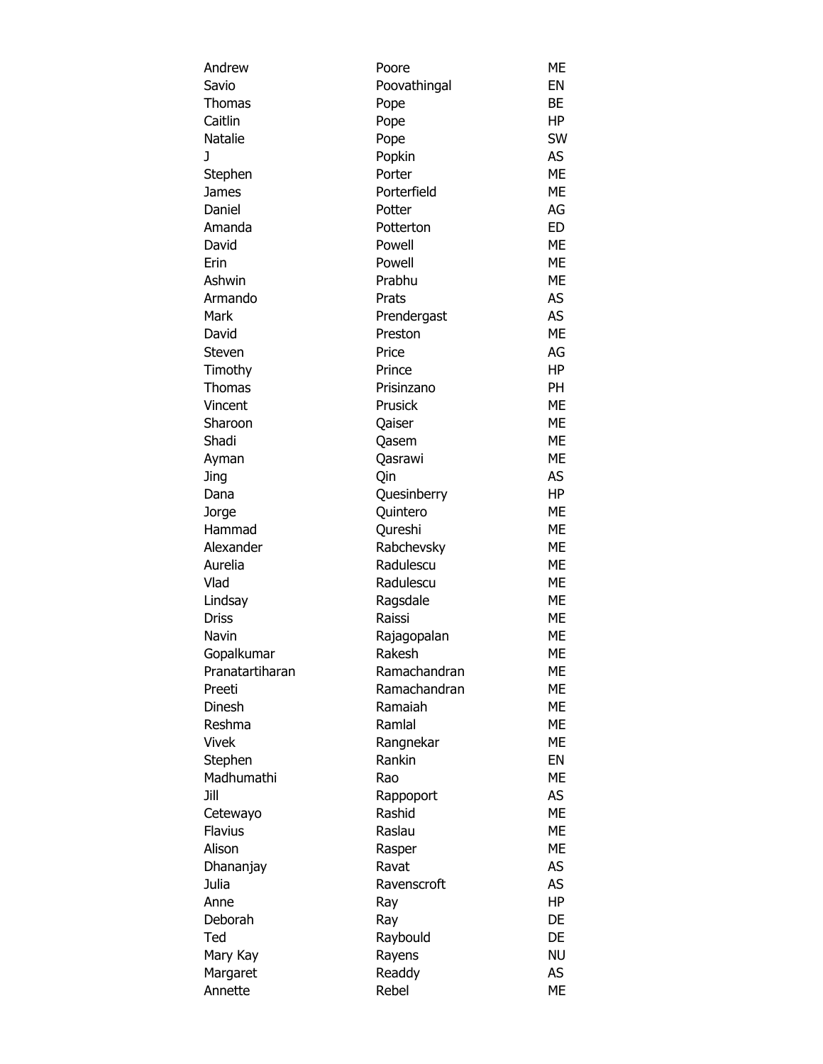| | | |
|---|---|---|
| Andrew | Poore | ME |
| Savio | Poovathingal | EN |
| Thomas | Pope | BE |
| Caitlin | Pope | HP |
| Natalie | Pope | SW |
| J | Popkin | AS |
| Stephen | Porter | ME |
| James | Porterfield | ME |
| Daniel | Potter | AG |
| Amanda | Potterton | ED |
| David | Powell | ME |
| Erin | Powell | ME |
| Ashwin | Prabhu | ME |
| Armando | Prats | AS |
| Mark | Prendergast | AS |
| David | Preston | ME |
| Steven | Price | AG |
| Timothy | Prince | HP |
| Thomas | Prisinzano | PH |
| Vincent | Prusick | ME |
| Sharoon | Qaiser | ME |
| Shadi | Qasem | ME |
| Ayman | Qasrawi | ME |
| Jing | Qin | AS |
| Dana | Quesinberry | HP |
| Jorge | Quintero | ME |
| Hammad | Qureshi | ME |
| Alexander | Rabchevsky | ME |
| Aurelia | Radulescu | ME |
| Vlad | Radulescu | ME |
| Lindsay | Ragsdale | ME |
| Driss | Raissi | ME |
| Navin | Rajagopalan | ME |
| Gopalkumar | Rakesh | ME |
| Pranatartiharan | Ramachandran | ME |
| Preeti | Ramachandran | ME |
| Dinesh | Ramaiah | ME |
| Reshma | Ramlal | ME |
| Vivek | Rangnekar | ME |
| Stephen | Rankin | EN |
| Madhumathi | Rao | ME |
| Jill | Rappoport | AS |
| Cetewayo | Rashid | ME |
| Flavius | Raslau | ME |
| Alison | Rasper | ME |
| Dhananjay | Ravat | AS |
| Julia | Ravenscroft | AS |
| Anne | Ray | HP |
| Deborah | Ray | DE |
| Ted | Raybould | DE |
| Mary Kay | Rayens | NU |
| Margaret | Readdy | AS |
| Annette | Rebel | ME |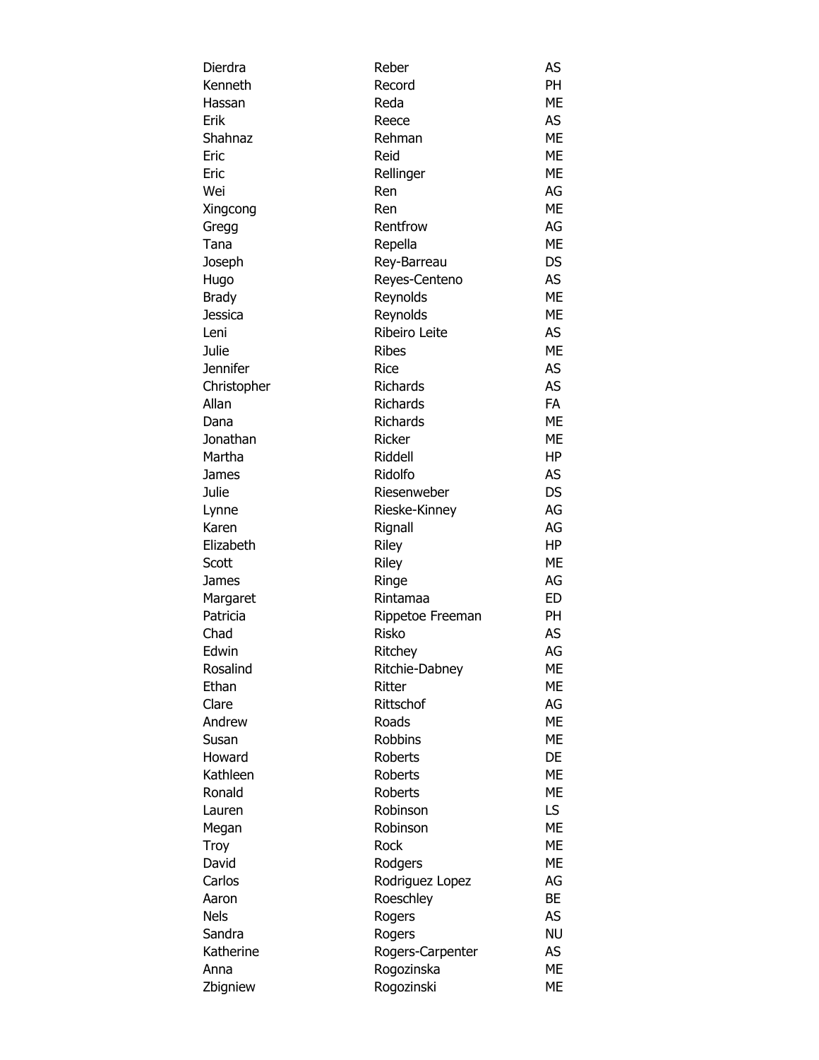| | | |
|---|---|---|
| Dierdra | Reber | AS |
| Kenneth | Record | PH |
| Hassan | Reda | ME |
| Erik | Reece | AS |
| Shahnaz | Rehman | ME |
| Eric | Reid | ME |
| Eric | Rellinger | ME |
| Wei | Ren | AG |
| Xingcong | Ren | ME |
| Gregg | Rentfrow | AG |
| Tana | Repella | ME |
| Joseph | Rey-Barreau | DS |
| Hugo | Reyes-Centeno | AS |
| Brady | Reynolds | ME |
| Jessica | Reynolds | ME |
| Leni | Ribeiro Leite | AS |
| Julie | Ribes | ME |
| Jennifer | Rice | AS |
| Christopher | Richards | AS |
| Allan | Richards | FA |
| Dana | Richards | ME |
| Jonathan | Ricker | ME |
| Martha | Riddell | HP |
| James | Ridolfo | AS |
| Julie | Riesenweber | DS |
| Lynne | Rieske-Kinney | AG |
| Karen | Rignall | AG |
| Elizabeth | Riley | HP |
| Scott | Riley | ME |
| James | Ringe | AG |
| Margaret | Rintamaa | ED |
| Patricia | Rippetoe Freeman | PH |
| Chad | Risko | AS |
| Edwin | Ritchey | AG |
| Rosalind | Ritchie-Dabney | ME |
| Ethan | Ritter | ME |
| Clare | Rittschof | AG |
| Andrew | Roads | ME |
| Susan | Robbins | ME |
| Howard | Roberts | DE |
| Kathleen | Roberts | ME |
| Ronald | Roberts | ME |
| Lauren | Robinson | LS |
| Megan | Robinson | ME |
| Troy | Rock | ME |
| David | Rodgers | ME |
| Carlos | Rodriguez Lopez | AG |
| Aaron | Roeschley | BE |
| Nels | Rogers | AS |
| Sandra | Rogers | NU |
| Katherine | Rogers-Carpenter | AS |
| Anna | Rogozinska | ME |
| Zbigniew | Rogozinski | ME |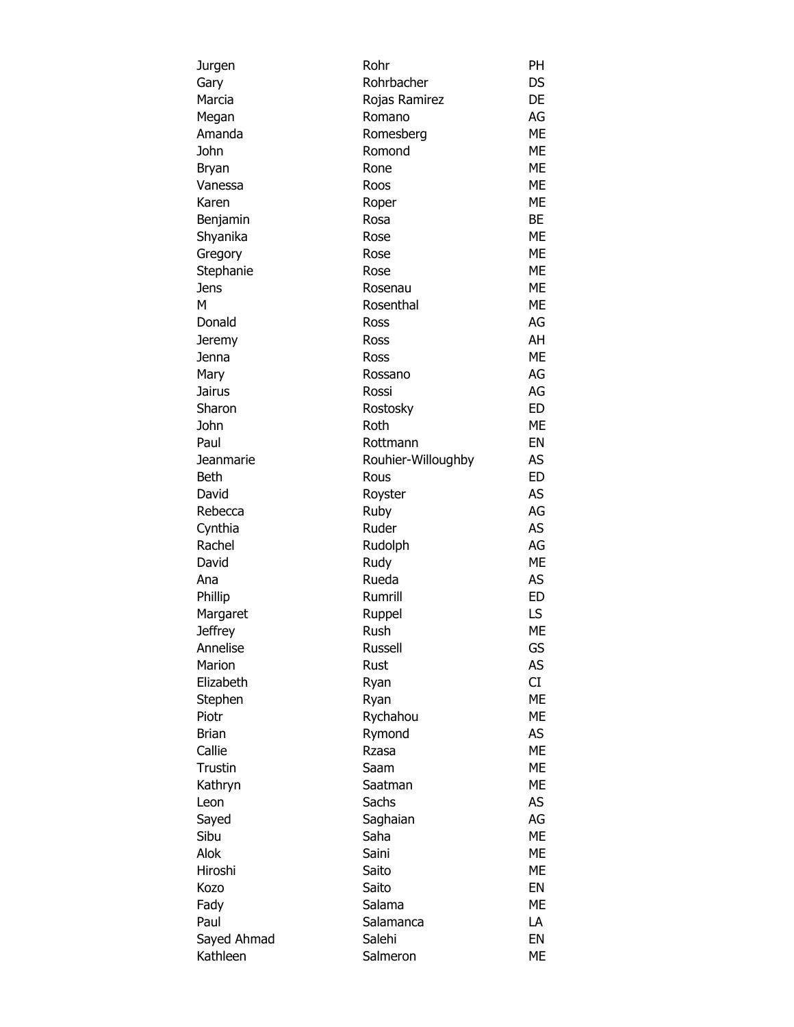| | | |
|---|---|---|
| Jurgen | Rohr | PH |
| Gary | Rohrbacher | DS |
| Marcia | Rojas Ramirez | DE |
| Megan | Romano | AG |
| Amanda | Romesberg | ME |
| John | Romond | ME |
| Bryan | Rone | ME |
| Vanessa | Roos | ME |
| Karen | Roper | ME |
| Benjamin | Rosa | BE |
| Shyanika | Rose | ME |
| Gregory | Rose | ME |
| Stephanie | Rose | ME |
| Jens | Rosenau | ME |
| M | Rosenthal | ME |
| Donald | Ross | AG |
| Jeremy | Ross | AH |
| Jenna | Ross | ME |
| Mary | Rossano | AG |
| Jairus | Rossi | AG |
| Sharon | Rostosky | ED |
| John | Roth | ME |
| Paul | Rottmann | EN |
| Jeanmarie | Rouhier-Willoughby | AS |
| Beth | Rous | ED |
| David | Royster | AS |
| Rebecca | Ruby | AG |
| Cynthia | Ruder | AS |
| Rachel | Rudolph | AG |
| David | Rudy | ME |
| Ana | Rueda | AS |
| Phillip | Rumrill | ED |
| Margaret | Ruppel | LS |
| Jeffrey | Rush | ME |
| Annelise | Russell | GS |
| Marion | Rust | AS |
| Elizabeth | Ryan | CI |
| Stephen | Ryan | ME |
| Piotr | Rychahou | ME |
| Brian | Rymond | AS |
| Callie | Rzasa | ME |
| Trustin | Saam | ME |
| Kathryn | Saatman | ME |
| Leon | Sachs | AS |
| Sayed | Saghaian | AG |
| Sibu | Saha | ME |
| Alok | Saini | ME |
| Hiroshi | Saito | ME |
| Kozo | Saito | EN |
| Fady | Salama | ME |
| Paul | Salamanca | LA |
| Sayed Ahmad | Salehi | EN |
| Kathleen | Salmeron | ME |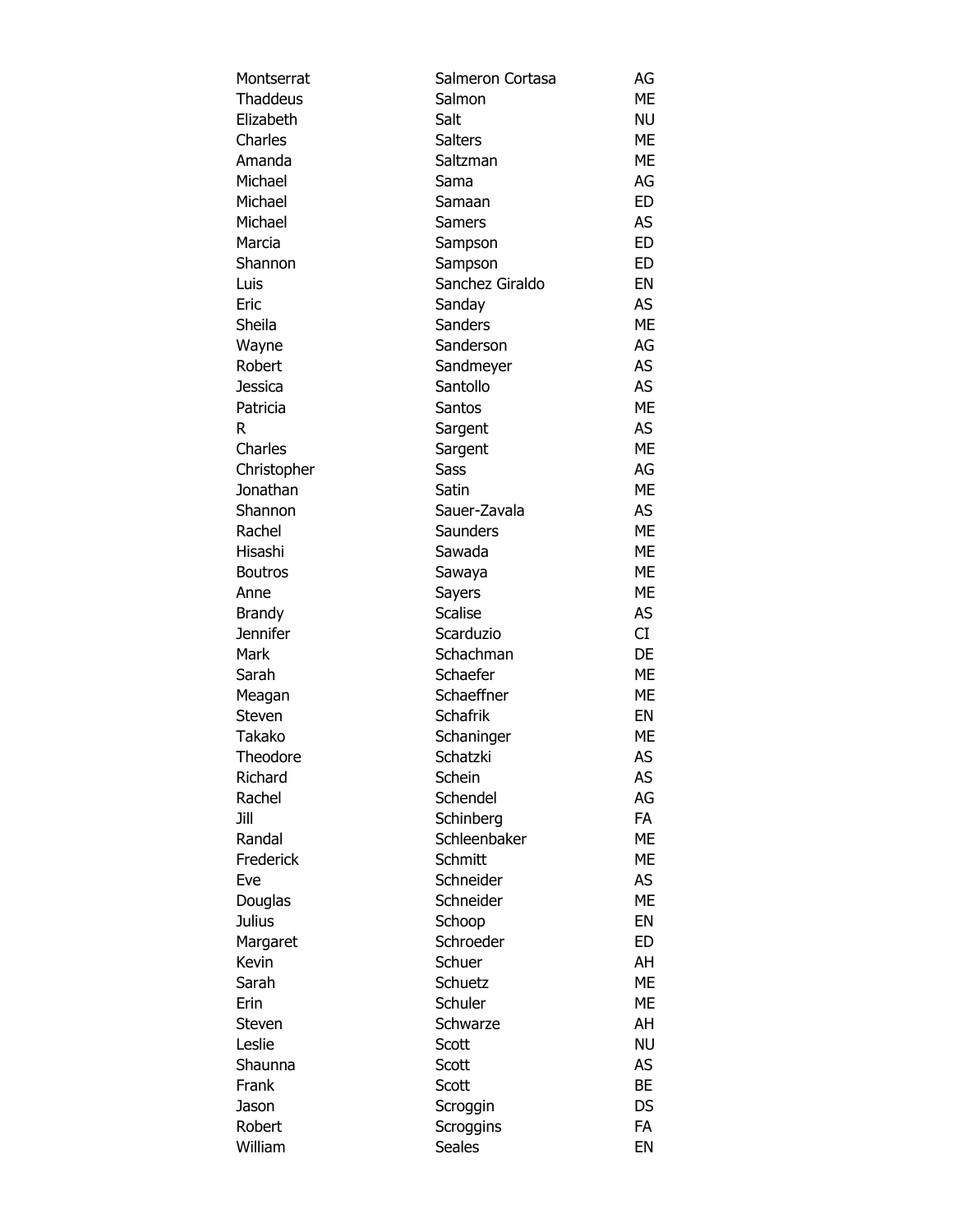| | | |
|---|---|---|
| Montserrat | Salmeron Cortasa | AG |
| Thaddeus | Salmon | ME |
| Elizabeth | Salt | NU |
| Charles | Salters | ME |
| Amanda | Saltzman | ME |
| Michael | Sama | AG |
| Michael | Samaan | ED |
| Michael | Samers | AS |
| Marcia | Sampson | ED |
| Shannon | Sampson | ED |
| Luis | Sanchez Giraldo | EN |
| Eric | Sanday | AS |
| Sheila | Sanders | ME |
| Wayne | Sanderson | AG |
| Robert | Sandmeyer | AS |
| Jessica | Santollo | AS |
| Patricia | Santos | ME |
| R | Sargent | AS |
| Charles | Sargent | ME |
| Christopher | Sass | AG |
| Jonathan | Satin | ME |
| Shannon | Sauer-Zavala | AS |
| Rachel | Saunders | ME |
| Hisashi | Sawada | ME |
| Boutros | Sawaya | ME |
| Anne | Sayers | ME |
| Brandy | Scalise | AS |
| Jennifer | Scarduzio | CI |
| Mark | Schachman | DE |
| Sarah | Schaefer | ME |
| Meagan | Schaeffner | ME |
| Steven | Schafrik | EN |
| Takako | Schaninger | ME |
| Theodore | Schatzki | AS |
| Richard | Schein | AS |
| Rachel | Schendel | AG |
| Jill | Schinberg | FA |
| Randal | Schleenbaker | ME |
| Frederick | Schmitt | ME |
| Eve | Schneider | AS |
| Douglas | Schneider | ME |
| Julius | Schoop | EN |
| Margaret | Schroeder | ED |
| Kevin | Schuer | AH |
| Sarah | Schuetz | ME |
| Erin | Schuler | ME |
| Steven | Schwarze | AH |
| Leslie | Scott | NU |
| Shaunna | Scott | AS |
| Frank | Scott | BE |
| Jason | Scroggin | DS |
| Robert | Scroggins | FA |
| William | Seales | EN |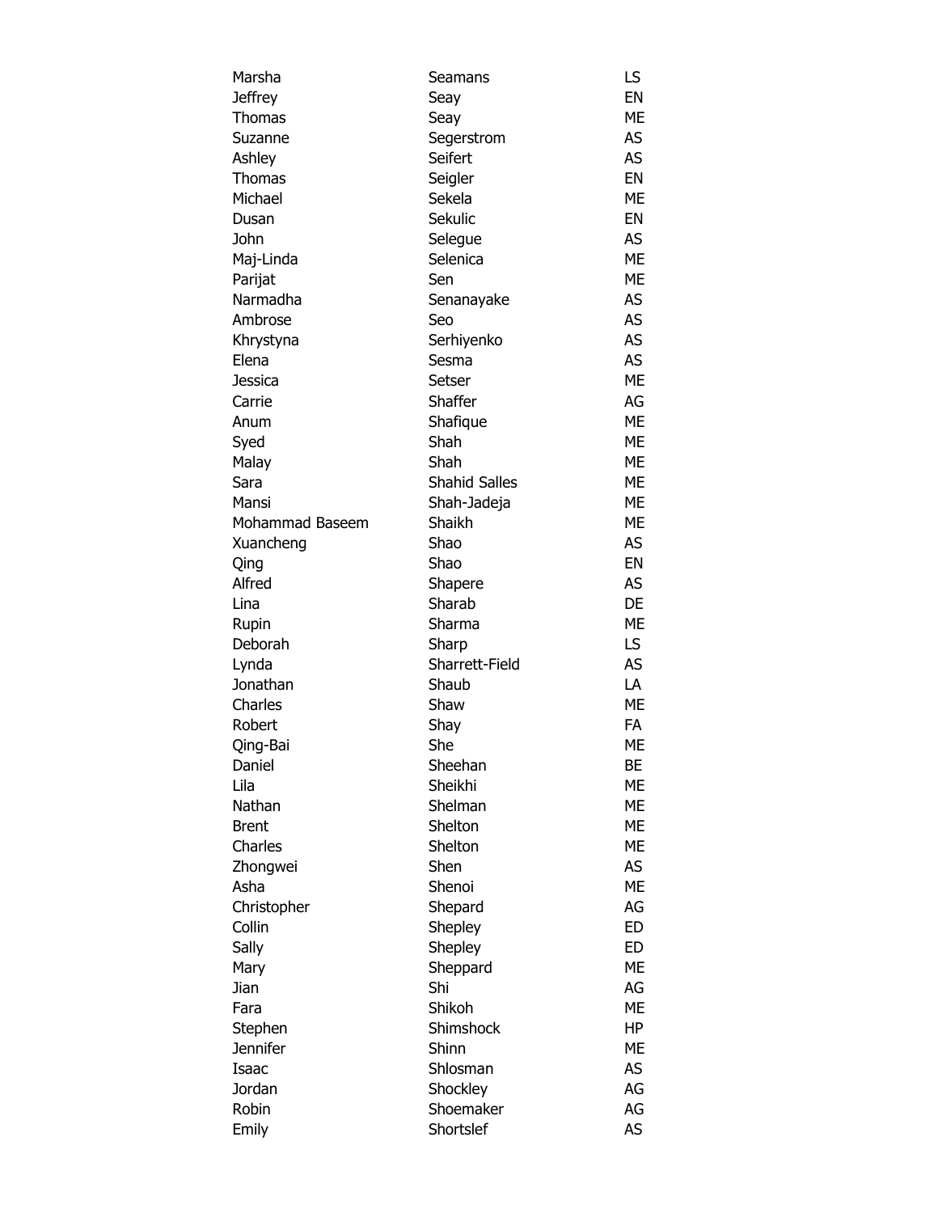| | | |
|---|---|---|
| Marsha | Seamans | LS |
| Jeffrey | Seay | EN |
| Thomas | Seay | ME |
| Suzanne | Segerstrom | AS |
| Ashley | Seifert | AS |
| Thomas | Seigler | EN |
| Michael | Sekela | ME |
| Dusan | Sekulic | EN |
| John | Selegue | AS |
| Maj-Linda | Selenica | ME |
| Parijat | Sen | ME |
| Narmadha | Senanayake | AS |
| Ambrose | Seo | AS |
| Khrystyna | Serhiyenko | AS |
| Elena | Sesma | AS |
| Jessica | Setser | ME |
| Carrie | Shaffer | AG |
| Anum | Shafique | ME |
| Syed | Shah | ME |
| Malay | Shah | ME |
| Sara | Shahid Salles | ME |
| Mansi | Shah-Jadeja | ME |
| Mohammad Baseem | Shaikh | ME |
| Xuancheng | Shao | AS |
| Qing | Shao | EN |
| Alfred | Shapere | AS |
| Lina | Sharab | DE |
| Rupin | Sharma | ME |
| Deborah | Sharp | LS |
| Lynda | Sharrett-Field | AS |
| Jonathan | Shaub | LA |
| Charles | Shaw | ME |
| Robert | Shay | FA |
| Qing-Bai | She | ME |
| Daniel | Sheehan | BE |
| Lila | Sheikhi | ME |
| Nathan | Shelman | ME |
| Brent | Shelton | ME |
| Charles | Shelton | ME |
| Zhongwei | Shen | AS |
| Asha | Shenoi | ME |
| Christopher | Shepard | AG |
| Collin | Shepley | ED |
| Sally | Shepley | ED |
| Mary | Sheppard | ME |
| Jian | Shi | AG |
| Fara | Shikoh | ME |
| Stephen | Shimshock | HP |
| Jennifer | Shinn | ME |
| Isaac | Shlosman | AS |
| Jordan | Shockley | AG |
| Robin | Shoemaker | AG |
| Emily | Shortslef | AS |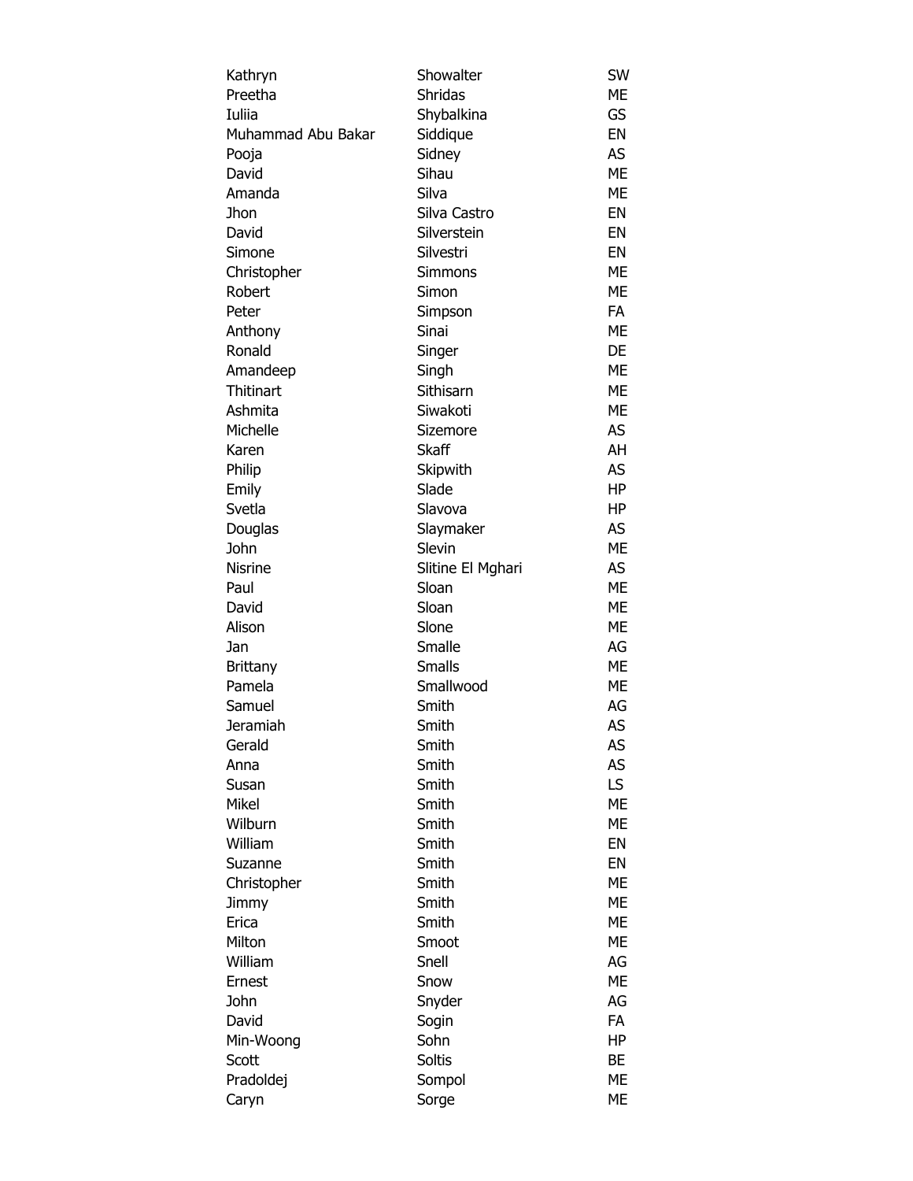| | | |
|---|---|---|
| Kathryn | Showalter | SW |
| Preetha | Shridas | ME |
| Iuliia | Shybalkina | GS |
| Muhammad Abu Bakar | Siddique | EN |
| Pooja | Sidney | AS |
| David | Sihau | ME |
| Amanda | Silva | ME |
| Jhon | Silva Castro | EN |
| David | Silverstein | EN |
| Simone | Silvestri | EN |
| Christopher | Simmons | ME |
| Robert | Simon | ME |
| Peter | Simpson | FA |
| Anthony | Sinai | ME |
| Ronald | Singer | DE |
| Amandeep | Singh | ME |
| Thitinart | Sithisarn | ME |
| Ashmita | Siwakoti | ME |
| Michelle | Sizemore | AS |
| Karen | Skaff | AH |
| Philip | Skipwith | AS |
| Emily | Slade | HP |
| Svetla | Slavova | HP |
| Douglas | Slaymaker | AS |
| John | Slevin | ME |
| Nisrine | Slitine El Mghari | AS |
| Paul | Sloan | ME |
| David | Sloan | ME |
| Alison | Slone | ME |
| Jan | Smalle | AG |
| Brittany | Smalls | ME |
| Pamela | Smallwood | ME |
| Samuel | Smith | AG |
| Jeramiah | Smith | AS |
| Gerald | Smith | AS |
| Anna | Smith | AS |
| Susan | Smith | LS |
| Mikel | Smith | ME |
| Wilburn | Smith | ME |
| William | Smith | EN |
| Suzanne | Smith | EN |
| Christopher | Smith | ME |
| Jimmy | Smith | ME |
| Erica | Smith | ME |
| Milton | Smoot | ME |
| William | Snell | AG |
| Ernest | Snow | ME |
| John | Snyder | AG |
| David | Sogin | FA |
| Min-Woong | Sohn | HP |
| Scott | Soltis | BE |
| Pradoldej | Sompol | ME |
| Caryn | Sorge | ME |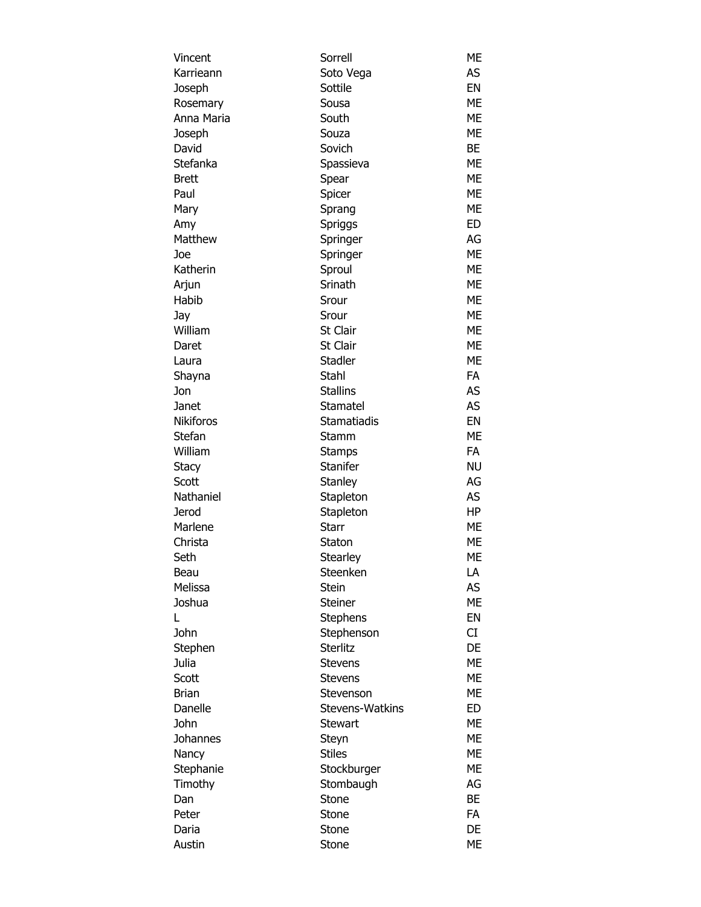| | | |
|---|---|---|
| Vincent | Sorrell | ME |
| Karrieann | Soto Vega | AS |
| Joseph | Sottile | EN |
| Rosemary | Sousa | ME |
| Anna Maria | South | ME |
| Joseph | Souza | ME |
| David | Sovich | BE |
| Stefanka | Spassieva | ME |
| Brett | Spear | ME |
| Paul | Spicer | ME |
| Mary | Sprang | ME |
| Amy | Spriggs | ED |
| Matthew | Springer | AG |
| Joe | Springer | ME |
| Katherin | Sproul | ME |
| Arjun | Srinath | ME |
| Habib | Srour | ME |
| Jay | Srour | ME |
| William | St Clair | ME |
| Daret | St Clair | ME |
| Laura | Stadler | ME |
| Shayna | Stahl | FA |
| Jon | Stallins | AS |
| Janet | Stamatel | AS |
| Nikiforos | Stamatiadis | EN |
| Stefan | Stamm | ME |
| William | Stamps | FA |
| Stacy | Stanifer | NU |
| Scott | Stanley | AG |
| Nathaniel | Stapleton | AS |
| Jerod | Stapleton | HP |
| Marlene | Starr | ME |
| Christa | Staton | ME |
| Seth | Stearley | ME |
| Beau | Steenken | LA |
| Melissa | Stein | AS |
| Joshua | Steiner | ME |
| L | Stephens | EN |
| John | Stephenson | CI |
| Stephen | Sterlitz | DE |
| Julia | Stevens | ME |
| Scott | Stevens | ME |
| Brian | Stevenson | ME |
| Danelle | Stevens-Watkins | ED |
| John | Stewart | ME |
| Johannes | Steyn | ME |
| Nancy | Stiles | ME |
| Stephanie | Stockburger | ME |
| Timothy | Stombaugh | AG |
| Dan | Stone | BE |
| Peter | Stone | FA |
| Daria | Stone | DE |
| Austin | Stone | ME |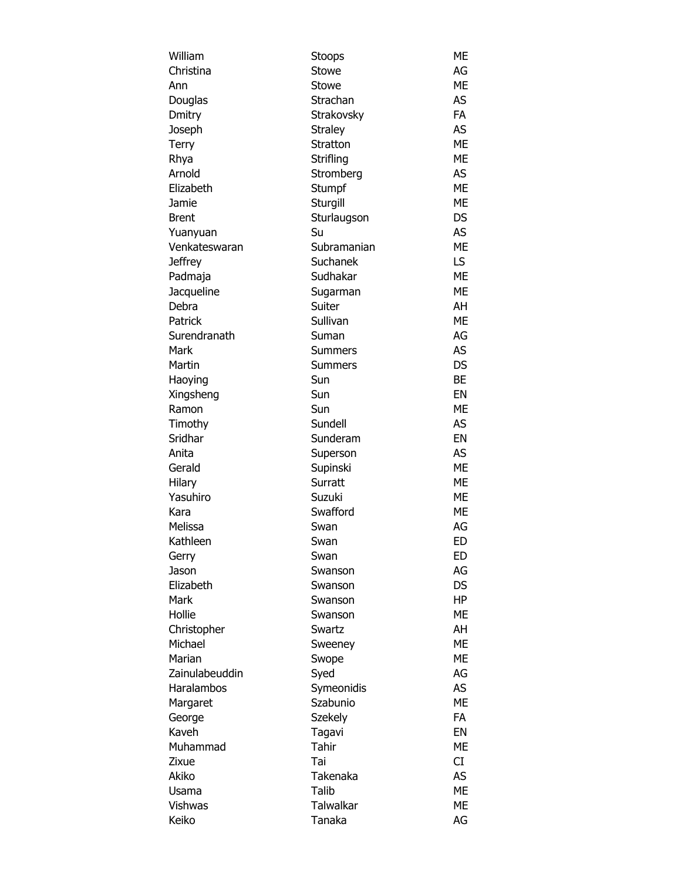| | | |
|---|---|---|
| William | Stoops | ME |
| Christina | Stowe | AG |
| Ann | Stowe | ME |
| Douglas | Strachan | AS |
| Dmitry | Strakovsky | FA |
| Joseph | Straley | AS |
| Terry | Stratton | ME |
| Rhya | Strifling | ME |
| Arnold | Stromberg | AS |
| Elizabeth | Stumpf | ME |
| Jamie | Sturgill | ME |
| Brent | Sturlaugson | DS |
| Yuanyuan | Su | AS |
| Venkateswaran | Subramanian | ME |
| Jeffrey | Suchanek | LS |
| Padmaja | Sudhakar | ME |
| Jacqueline | Sugarman | ME |
| Debra | Suiter | AH |
| Patrick | Sullivan | ME |
| Surendranath | Suman | AG |
| Mark | Summers | AS |
| Martin | Summers | DS |
| Haoying | Sun | BE |
| Xingsheng | Sun | EN |
| Ramon | Sun | ME |
| Timothy | Sundell | AS |
| Sridhar | Sunderam | EN |
| Anita | Superson | AS |
| Gerald | Supinski | ME |
| Hilary | Surratt | ME |
| Yasuhiro | Suzuki | ME |
| Kara | Swafford | ME |
| Melissa | Swan | AG |
| Kathleen | Swan | ED |
| Gerry | Swan | ED |
| Jason | Swanson | AG |
| Elizabeth | Swanson | DS |
| Mark | Swanson | HP |
| Hollie | Swanson | ME |
| Christopher | Swartz | AH |
| Michael | Sweeney | ME |
| Marian | Swope | ME |
| Zainulabeuddin | Syed | AG |
| Haralambos | Symeonidis | AS |
| Margaret | Szabunio | ME |
| George | Szekely | FA |
| Kaveh | Tagavi | EN |
| Muhammad | Tahir | ME |
| Zixue | Tai | CI |
| Akiko | Takenaka | AS |
| Usama | Talib | ME |
| Vishwas | Talwalkar | ME |
| Keiko | Tanaka | AG |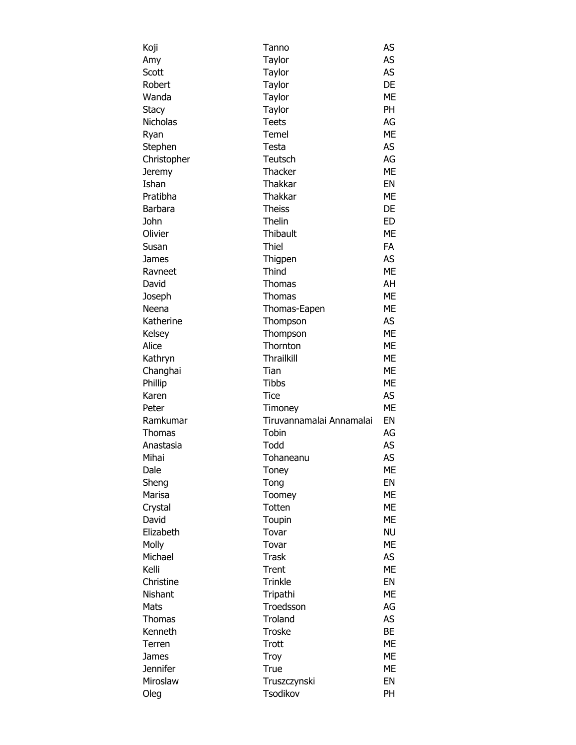| | | |
|---|---|---|
| Koji | Tanno | AS |
| Amy | Taylor | AS |
| Scott | Taylor | AS |
| Robert | Taylor | DE |
| Wanda | Taylor | ME |
| Stacy | Taylor | PH |
| Nicholas | Teets | AG |
| Ryan | Temel | ME |
| Stephen | Testa | AS |
| Christopher | Teutsch | AG |
| Jeremy | Thacker | ME |
| Ishan | Thakkar | EN |
| Pratibha | Thakkar | ME |
| Barbara | Theiss | DE |
| John | Thelin | ED |
| Olivier | Thibault | ME |
| Susan | Thiel | FA |
| James | Thigpen | AS |
| Ravneet | Thind | ME |
| David | Thomas | AH |
| Joseph | Thomas | ME |
| Neena | Thomas-Eapen | ME |
| Katherine | Thompson | AS |
| Kelsey | Thompson | ME |
| Alice | Thornton | ME |
| Kathryn | Thrailkill | ME |
| Changhai | Tian | ME |
| Phillip | Tibbs | ME |
| Karen | Tice | AS |
| Peter | Timoney | ME |
| Ramkumar | Tiruvannamalai Annamalai | EN |
| Thomas | Tobin | AG |
| Anastasia | Todd | AS |
| Mihai | Tohaneanu | AS |
| Dale | Toney | ME |
| Sheng | Tong | EN |
| Marisa | Toomey | ME |
| Crystal | Totten | ME |
| David | Toupin | ME |
| Elizabeth | Tovar | NU |
| Molly | Tovar | ME |
| Michael | Trask | AS |
| Kelli | Trent | ME |
| Christine | Trinkle | EN |
| Nishant | Tripathi | ME |
| Mats | Troedsson | AG |
| Thomas | Troland | AS |
| Kenneth | Troske | BE |
| Terren | Trott | ME |
| James | Troy | ME |
| Jennifer | True | ME |
| Miroslaw | Truszczynski | EN |
| Oleg | Tsodikov | PH |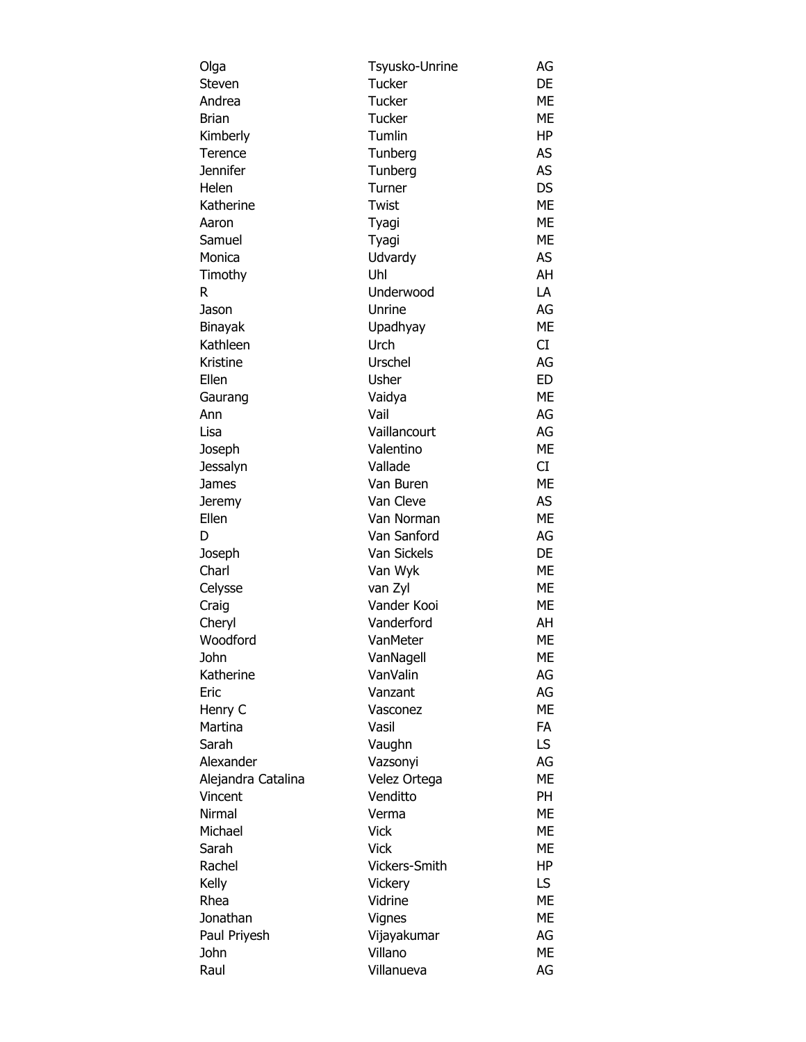| | | |
|---|---|---|
| Olga | Tsyusko-Unrine | AG |
| Steven | Tucker | DE |
| Andrea | Tucker | ME |
| Brian | Tucker | ME |
| Kimberly | Tumlin | HP |
| Terence | Tunberg | AS |
| Jennifer | Tunberg | AS |
| Helen | Turner | DS |
| Katherine | Twist | ME |
| Aaron | Tyagi | ME |
| Samuel | Tyagi | ME |
| Monica | Udvardy | AS |
| Timothy | Uhl | AH |
| R | Underwood | LA |
| Jason | Unrine | AG |
| Binayak | Upadhyay | ME |
| Kathleen | Urch | CI |
| Kristine | Urschel | AG |
| Ellen | Usher | ED |
| Gaurang | Vaidya | ME |
| Ann | Vail | AG |
| Lisa | Vaillancourt | AG |
| Joseph | Valentino | ME |
| Jessalyn | Vallade | CI |
| James | Van Buren | ME |
| Jeremy | Van Cleve | AS |
| Ellen | Van Norman | ME |
| D | Van Sanford | AG |
| Joseph | Van Sickels | DE |
| Charl | Van Wyk | ME |
| Celysse | van Zyl | ME |
| Craig | Vander Kooi | ME |
| Cheryl | Vanderford | AH |
| Woodford | VanMeter | ME |
| John | VanNagell | ME |
| Katherine | VanValin | AG |
| Eric | Vanzant | AG |
| Henry C | Vasconez | ME |
| Martina | Vasil | FA |
| Sarah | Vaughn | LS |
| Alexander | Vazsonyi | AG |
| Alejandra Catalina | Velez Ortega | ME |
| Vincent | Venditto | PH |
| Nirmal | Verma | ME |
| Michael | Vick | ME |
| Sarah | Vick | ME |
| Rachel | Vickers-Smith | HP |
| Kelly | Vickery | LS |
| Rhea | Vidrine | ME |
| Jonathan | Vignes | ME |
| Paul Priyesh | Vijayakumar | AG |
| John | Villano | ME |
| Raul | Villanueva | AG |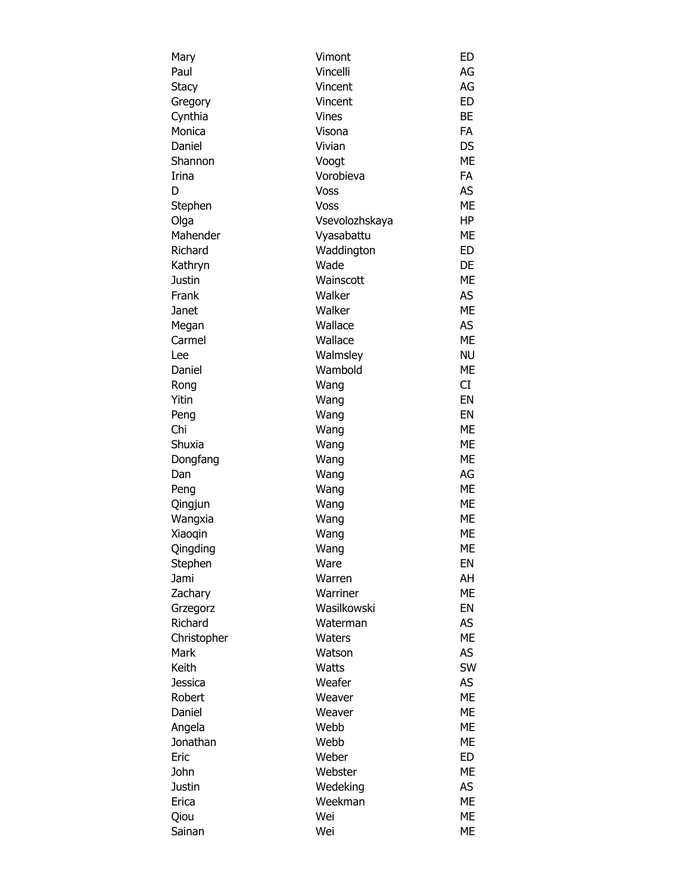| | | |
|---|---|---|
| Mary | Vimont | ED |
| Paul | Vincelli | AG |
| Stacy | Vincent | AG |
| Gregory | Vincent | ED |
| Cynthia | Vines | BE |
| Monica | Visona | FA |
| Daniel | Vivian | DS |
| Shannon | Voogt | ME |
| Irina | Vorobieva | FA |
| D | Voss | AS |
| Stephen | Voss | ME |
| Olga | Vsevolozhskaya | HP |
| Mahender | Vyasabattu | ME |
| Richard | Waddington | ED |
| Kathryn | Wade | DE |
| Justin | Wainscott | ME |
| Frank | Walker | AS |
| Janet | Walker | ME |
| Megan | Wallace | AS |
| Carmel | Wallace | ME |
| Lee | Walmsley | NU |
| Daniel | Wambold | ME |
| Rong | Wang | CI |
| Yitin | Wang | EN |
| Peng | Wang | EN |
| Chi | Wang | ME |
| Shuxia | Wang | ME |
| Dongfang | Wang | ME |
| Dan | Wang | AG |
| Peng | Wang | ME |
| Qingjun | Wang | ME |
| Wangxia | Wang | ME |
| Xiaoqin | Wang | ME |
| Qingding | Wang | ME |
| Stephen | Ware | EN |
| Jami | Warren | AH |
| Zachary | Warriner | ME |
| Grzegorz | Wasilkowski | EN |
| Richard | Waterman | AS |
| Christopher | Waters | ME |
| Mark | Watson | AS |
| Keith | Watts | SW |
| Jessica | Weafer | AS |
| Robert | Weaver | ME |
| Daniel | Weaver | ME |
| Angela | Webb | ME |
| Jonathan | Webb | ME |
| Eric | Weber | ED |
| John | Webster | ME |
| Justin | Wedeking | AS |
| Erica | Weekman | ME |
| Qiou | Wei | ME |
| Sainan | Wei | ME |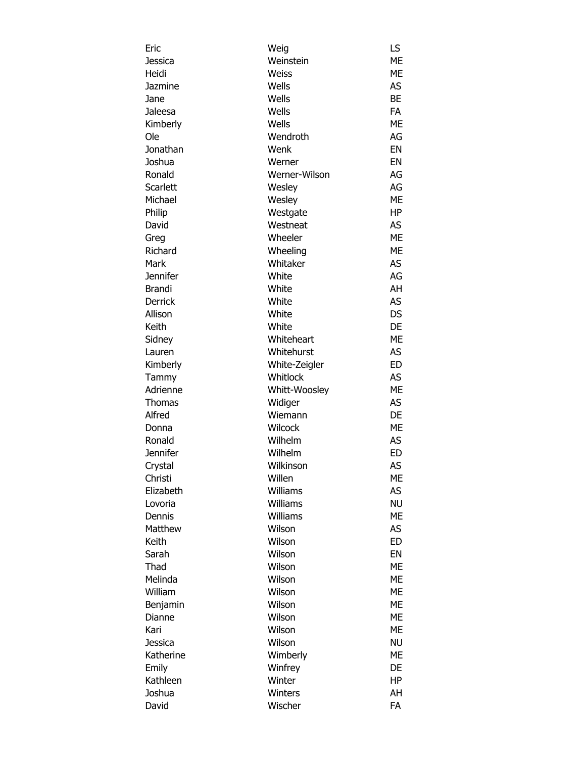| | | |
|---|---|---|
| Eric | Weig | LS |
| Jessica | Weinstein | ME |
| Heidi | Weiss | ME |
| Jazmine | Wells | AS |
| Jane | Wells | BE |
| Jaleesa | Wells | FA |
| Kimberly | Wells | ME |
| Ole | Wendroth | AG |
| Jonathan | Wenk | EN |
| Joshua | Werner | EN |
| Ronald | Werner-Wilson | AG |
| Scarlett | Wesley | AG |
| Michael | Wesley | ME |
| Philip | Westgate | HP |
| David | Westneat | AS |
| Greg | Wheeler | ME |
| Richard | Wheeling | ME |
| Mark | Whitaker | AS |
| Jennifer | White | AG |
| Brandi | White | AH |
| Derrick | White | AS |
| Allison | White | DS |
| Keith | White | DE |
| Sidney | Whiteheart | ME |
| Lauren | Whitehurst | AS |
| Kimberly | White-Zeigler | ED |
| Tammy | Whitlock | AS |
| Adrienne | Whitt-Woosley | ME |
| Thomas | Widiger | AS |
| Alfred | Wiemann | DE |
| Donna | Wilcock | ME |
| Ronald | Wilhelm | AS |
| Jennifer | Wilhelm | ED |
| Crystal | Wilkinson | AS |
| Christi | Willen | ME |
| Elizabeth | Williams | AS |
| Lovoria | Williams | NU |
| Dennis | Williams | ME |
| Matthew | Wilson | AS |
| Keith | Wilson | ED |
| Sarah | Wilson | EN |
| Thad | Wilson | ME |
| Melinda | Wilson | ME |
| William | Wilson | ME |
| Benjamin | Wilson | ME |
| Dianne | Wilson | ME |
| Kari | Wilson | ME |
| Jessica | Wilson | NU |
| Katherine | Wimberly | ME |
| Emily | Winfrey | DE |
| Kathleen | Winter | HP |
| Joshua | Winters | AH |
| David | Wischer | FA |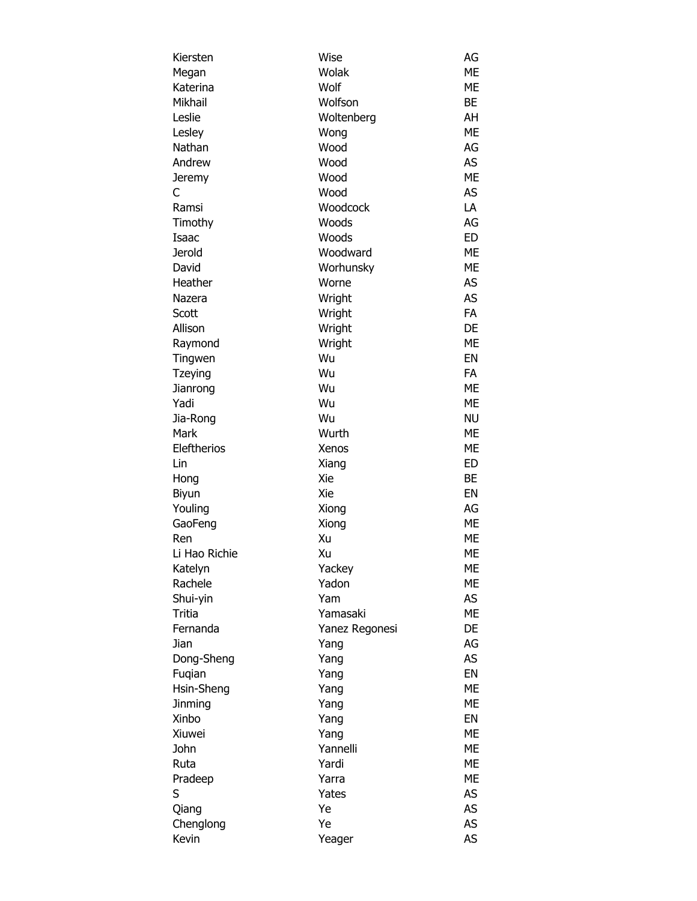| | | |
|---|---|---|
| Kiersten | Wise | AG |
| Megan | Wolak | ME |
| Katerina | Wolf | ME |
| Mikhail | Wolfson | BE |
| Leslie | Woltenberg | AH |
| Lesley | Wong | ME |
| Nathan | Wood | AG |
| Andrew | Wood | AS |
| Jeremy | Wood | ME |
| C | Wood | AS |
| Ramsi | Woodcock | LA |
| Timothy | Woods | AG |
| Isaac | Woods | ED |
| Jerold | Woodward | ME |
| David | Worhunsky | ME |
| Heather | Worne | AS |
| Nazera | Wright | AS |
| Scott | Wright | FA |
| Allison | Wright | DE |
| Raymond | Wright | ME |
| Tingwen | Wu | EN |
| Tzeying | Wu | FA |
| Jianrong | Wu | ME |
| Yadi | Wu | ME |
| Jia-Rong | Wu | NU |
| Mark | Wurth | ME |
| Eleftherios | Xenos | ME |
| Lin | Xiang | ED |
| Hong | Xie | BE |
| Biyun | Xie | EN |
| Youling | Xiong | AG |
| GaoFeng | Xiong | ME |
| Ren | Xu | ME |
| Li Hao Richie | Xu | ME |
| Katelyn | Yackey | ME |
| Rachele | Yadon | ME |
| Shui-yin | Yam | AS |
| Tritia | Yamasaki | ME |
| Fernanda | Yanez Regonesi | DE |
| Jian | Yang | AG |
| Dong-Sheng | Yang | AS |
| Fuqian | Yang | EN |
| Hsin-Sheng | Yang | ME |
| Jinming | Yang | ME |
| Xinbo | Yang | EN |
| Xiuwei | Yang | ME |
| John | Yannelli | ME |
| Ruta | Yardi | ME |
| Pradeep | Yarra | ME |
| S | Yates | AS |
| Qiang | Ye | AS |
| Chenglong | Ye | AS |
| Kevin | Yeager | AS |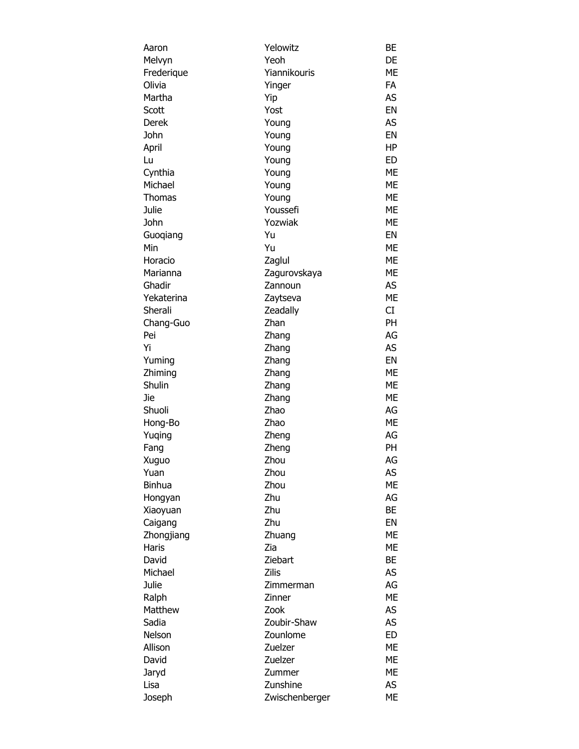| | | |
|---|---|---|
| Aaron | Yelowitz | BE |
| Melvyn | Yeoh | DE |
| Frederique | Yiannikouris | ME |
| Olivia | Yinger | FA |
| Martha | Yip | AS |
| Scott | Yost | EN |
| Derek | Young | AS |
| John | Young | EN |
| April | Young | HP |
| Lu | Young | ED |
| Cynthia | Young | ME |
| Michael | Young | ME |
| Thomas | Young | ME |
| Julie | Youssefi | ME |
| John | Yozwiak | ME |
| Guoqiang | Yu | EN |
| Min | Yu | ME |
| Horacio | Zaglul | ME |
| Marianna | Zagurovskaya | ME |
| Ghadir | Zannoun | AS |
| Yekaterina | Zaytseva | ME |
| Sherali | Zeadally | CI |
| Chang-Guo | Zhan | PH |
| Pei | Zhang | AG |
| Yi | Zhang | AS |
| Yuming | Zhang | EN |
| Zhiming | Zhang | ME |
| Shulin | Zhang | ME |
| Jie | Zhang | ME |
| Shuoli | Zhao | AG |
| Hong-Bo | Zhao | ME |
| Yuqing | Zheng | AG |
| Fang | Zheng | PH |
| Xuguo | Zhou | AG |
| Yuan | Zhou | AS |
| Binhua | Zhou | ME |
| Hongyan | Zhu | AG |
| Xiaoyuan | Zhu | BE |
| Caigang | Zhu | EN |
| Zhongjiang | Zhuang | ME |
| Haris | Zia | ME |
| David | Ziebart | BE |
| Michael | Zilis | AS |
| Julie | Zimmerman | AG |
| Ralph | Zinner | ME |
| Matthew | Zook | AS |
| Sadia | Zoubir-Shaw | AS |
| Nelson | Zounlome | ED |
| Allison | Zuelzer | ME |
| David | Zuelzer | ME |
| Jaryd | Zummer | ME |
| Lisa | Zunshine | AS |
| Joseph | Zwischenberger | ME |